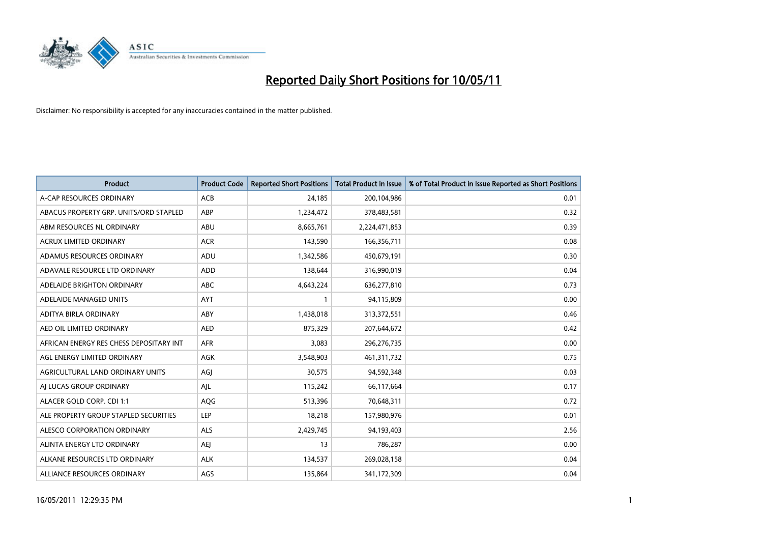# Reported Daily Short Positions for 10/05/11

Disclaimer: No responsibility is accepted for any inaccuracies contained in the matter published.

| Product | Product Code | Reported Short Positions | Total Product in Issue | % of Total Product in Issue Reported as Short Positions |
|---|---|---|---|---|
| A-CAP RESOURCES ORDINARY | ACB | 24,185 | 200,104,986 | 0.01 |
| ABACUS PROPERTY GRP. UNITS/ORD STAPLED | ABP | 1,234,472 | 378,483,581 | 0.32 |
| ABM RESOURCES NL ORDINARY | ABU | 8,665,761 | 2,224,471,853 | 0.39 |
| ACRUX LIMITED ORDINARY | ACR | 143,590 | 166,356,711 | 0.08 |
| ADAMUS RESOURCES ORDINARY | ADU | 1,342,586 | 450,679,191 | 0.30 |
| ADAVALE RESOURCE LTD ORDINARY | ADD | 138,644 | 316,990,019 | 0.04 |
| ADELAIDE BRIGHTON ORDINARY | ABC | 4,643,224 | 636,277,810 | 0.73 |
| ADELAIDE MANAGED UNITS | AYT | 1 | 94,115,809 | 0.00 |
| ADITYA BIRLA ORDINARY | ABY | 1,438,018 | 313,372,551 | 0.46 |
| AED OIL LIMITED ORDINARY | AED | 875,329 | 207,644,672 | 0.42 |
| AFRICAN ENERGY RES CHESS DEPOSITARY INT | AFR | 3,083 | 296,276,735 | 0.00 |
| AGL ENERGY LIMITED ORDINARY | AGK | 3,548,903 | 461,311,732 | 0.75 |
| AGRICULTURAL LAND ORDINARY UNITS | AGJ | 30,575 | 94,592,348 | 0.03 |
| AJ LUCAS GROUP ORDINARY | AJL | 115,242 | 66,117,664 | 0.17 |
| ALACER GOLD CORP. CDI 1:1 | AQG | 513,396 | 70,648,311 | 0.72 |
| ALE PROPERTY GROUP STAPLED SECURITIES | LEP | 18,218 | 157,980,976 | 0.01 |
| ALESCO CORPORATION ORDINARY | ALS | 2,429,745 | 94,193,403 | 2.56 |
| ALINTA ENERGY LTD ORDINARY | AEJ | 13 | 786,287 | 0.00 |
| ALKANE RESOURCES LTD ORDINARY | ALK | 134,537 | 269,028,158 | 0.04 |
| ALLIANCE RESOURCES ORDINARY | AGS | 135,864 | 341,172,309 | 0.04 |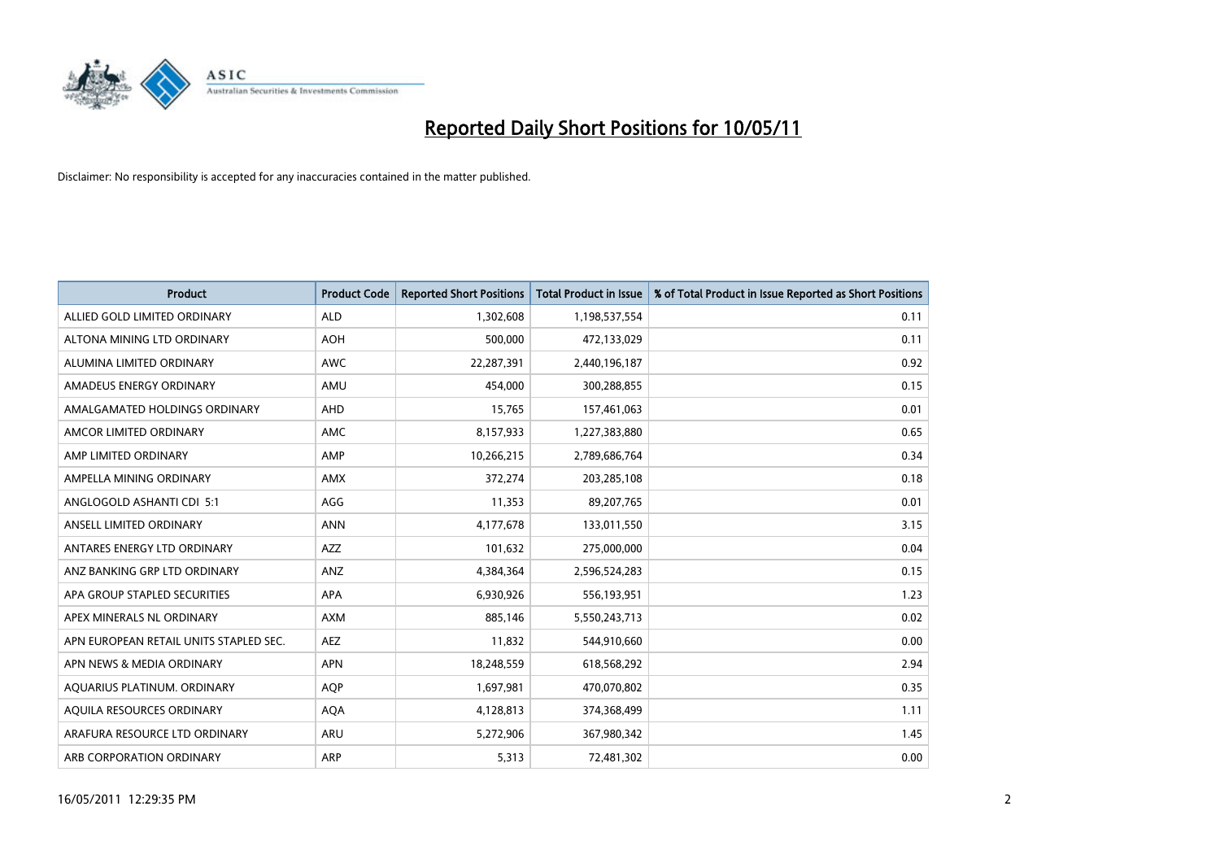# Reported Daily Short Positions for 10/05/11

Disclaimer: No responsibility is accepted for any inaccuracies contained in the matter published.

| Product | Product Code | Reported Short Positions | Total Product in Issue | % of Total Product in Issue Reported as Short Positions |
|---|---|---|---|---|
| ALLIED GOLD LIMITED ORDINARY | ALD | 1,302,608 | 1,198,537,554 | 0.11 |
| ALTONA MINING LTD ORDINARY | AOH | 500,000 | 472,133,029 | 0.11 |
| ALUMINA LIMITED ORDINARY | AWC | 22,287,391 | 2,440,196,187 | 0.92 |
| AMADEUS ENERGY ORDINARY | AMU | 454,000 | 300,288,855 | 0.15 |
| AMALGAMATED HOLDINGS ORDINARY | AHD | 15,765 | 157,461,063 | 0.01 |
| AMCOR LIMITED ORDINARY | AMC | 8,157,933 | 1,227,383,880 | 0.65 |
| AMP LIMITED ORDINARY | AMP | 10,266,215 | 2,789,686,764 | 0.34 |
| AMPELLA MINING ORDINARY | AMX | 372,274 | 203,285,108 | 0.18 |
| ANGLOGOLD ASHANTI CDI 5:1 | AGG | 11,353 | 89,207,765 | 0.01 |
| ANSELL LIMITED ORDINARY | ANN | 4,177,678 | 133,011,550 | 3.15 |
| ANTARES ENERGY LTD ORDINARY | AZZ | 101,632 | 275,000,000 | 0.04 |
| ANZ BANKING GRP LTD ORDINARY | ANZ | 4,384,364 | 2,596,524,283 | 0.15 |
| APA GROUP STAPLED SECURITIES | APA | 6,930,926 | 556,193,951 | 1.23 |
| APEX MINERALS NL ORDINARY | AXM | 885,146 | 5,550,243,713 | 0.02 |
| APN EUROPEAN RETAIL UNITS STAPLED SEC. | AEZ | 11,832 | 544,910,660 | 0.00 |
| APN NEWS & MEDIA ORDINARY | APN | 18,248,559 | 618,568,292 | 2.94 |
| AQUARIUS PLATINUM. ORDINARY | AQP | 1,697,981 | 470,070,802 | 0.35 |
| AQUILA RESOURCES ORDINARY | AQA | 4,128,813 | 374,368,499 | 1.11 |
| ARAFURA RESOURCE LTD ORDINARY | ARU | 5,272,906 | 367,980,342 | 1.45 |
| ARB CORPORATION ORDINARY | ARP | 5,313 | 72,481,302 | 0.00 |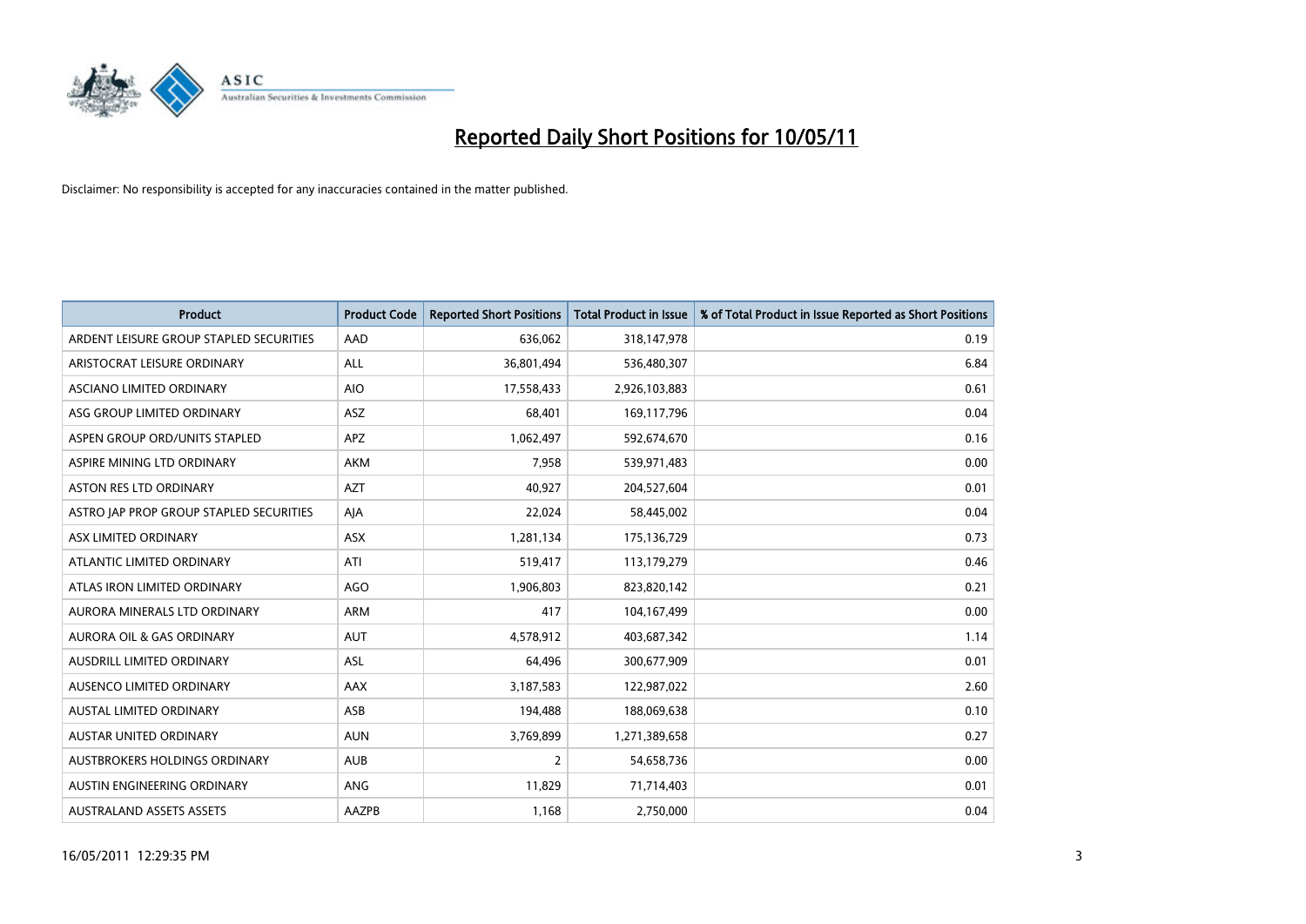# Reported Daily Short Positions for 10/05/11

Disclaimer: No responsibility is accepted for any inaccuracies contained in the matter published.

| Product | Product Code | Reported Short Positions | Total Product in Issue | % of Total Product in Issue Reported as Short Positions |
|---|---|---|---|---|
| ARDENT LEISURE GROUP STAPLED SECURITIES | AAD | 636,062 | 318,147,978 | 0.19 |
| ARISTOCRAT LEISURE ORDINARY | ALL | 36,801,494 | 536,480,307 | 6.84 |
| ASCIANO LIMITED ORDINARY | AIO | 17,558,433 | 2,926,103,883 | 0.61 |
| ASG GROUP LIMITED ORDINARY | ASZ | 68,401 | 169,117,796 | 0.04 |
| ASPEN GROUP ORD/UNITS STAPLED | APZ | 1,062,497 | 592,674,670 | 0.16 |
| ASPIRE MINING LTD ORDINARY | AKM | 7,958 | 539,971,483 | 0.00 |
| ASTON RES LTD ORDINARY | AZT | 40,927 | 204,527,604 | 0.01 |
| ASTRO JAP PROP GROUP STAPLED SECURITIES | AJA | 22,024 | 58,445,002 | 0.04 |
| ASX LIMITED ORDINARY | ASX | 1,281,134 | 175,136,729 | 0.73 |
| ATLANTIC LIMITED ORDINARY | ATI | 519,417 | 113,179,279 | 0.46 |
| ATLAS IRON LIMITED ORDINARY | AGO | 1,906,803 | 823,820,142 | 0.21 |
| AURORA MINERALS LTD ORDINARY | ARM | 417 | 104,167,499 | 0.00 |
| AURORA OIL & GAS ORDINARY | AUT | 4,578,912 | 403,687,342 | 1.14 |
| AUSDRILL LIMITED ORDINARY | ASL | 64,496 | 300,677,909 | 0.01 |
| AUSENCO LIMITED ORDINARY | AAX | 3,187,583 | 122,987,022 | 2.60 |
| AUSTAL LIMITED ORDINARY | ASB | 194,488 | 188,069,638 | 0.10 |
| AUSTAR UNITED ORDINARY | AUN | 3,769,899 | 1,271,389,658 | 0.27 |
| AUSTBROKERS HOLDINGS ORDINARY | AUB | 2 | 54,658,736 | 0.00 |
| AUSTIN ENGINEERING ORDINARY | ANG | 11,829 | 71,714,403 | 0.01 |
| AUSTRALAND ASSETS ASSETS | AAZPB | 1,168 | 2,750,000 | 0.04 |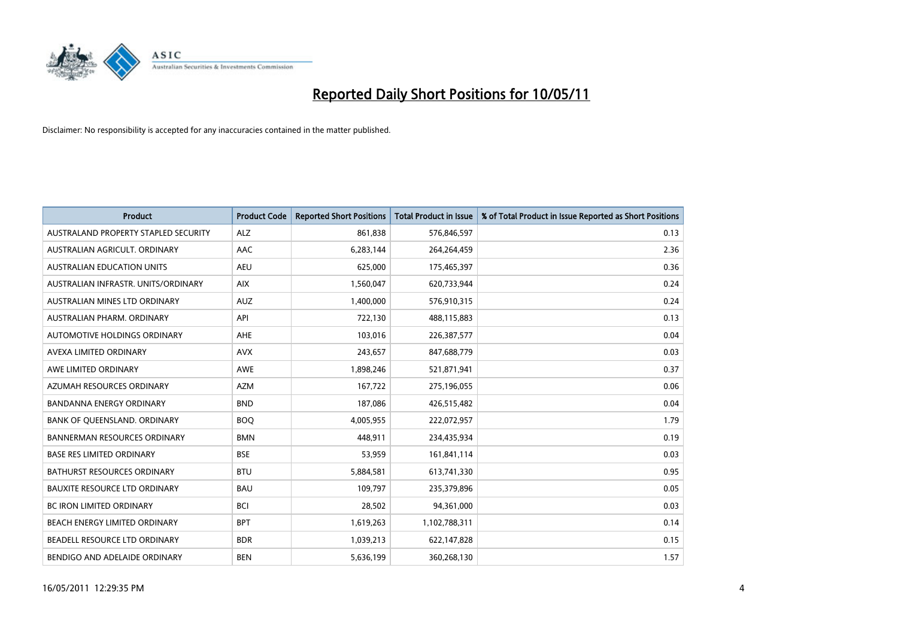# Reported Daily Short Positions for 10/05/11

Disclaimer: No responsibility is accepted for any inaccuracies contained in the matter published.

| Product | Product Code | Reported Short Positions | Total Product in Issue | % of Total Product in Issue Reported as Short Positions |
|---|---|---|---|---|
| AUSTRALAND PROPERTY STAPLED SECURITY | ALZ | 861,838 | 576,846,597 | 0.13 |
| AUSTRALIAN AGRICULT. ORDINARY | AAC | 6,283,144 | 264,264,459 | 2.36 |
| AUSTRALIAN EDUCATION UNITS | AEU | 625,000 | 175,465,397 | 0.36 |
| AUSTRALIAN INFRASTR. UNITS/ORDINARY | AIX | 1,560,047 | 620,733,944 | 0.24 |
| AUSTRALIAN MINES LTD ORDINARY | AUZ | 1,400,000 | 576,910,315 | 0.24 |
| AUSTRALIAN PHARM. ORDINARY | API | 722,130 | 488,115,883 | 0.13 |
| AUTOMOTIVE HOLDINGS ORDINARY | AHE | 103,016 | 226,387,577 | 0.04 |
| AVEXA LIMITED ORDINARY | AVX | 243,657 | 847,688,779 | 0.03 |
| AWE LIMITED ORDINARY | AWE | 1,898,246 | 521,871,941 | 0.37 |
| AZUMAH RESOURCES ORDINARY | AZM | 167,722 | 275,196,055 | 0.06 |
| BANDANNA ENERGY ORDINARY | BND | 187,086 | 426,515,482 | 0.04 |
| BANK OF QUEENSLAND. ORDINARY | BOQ | 4,005,955 | 222,072,957 | 1.79 |
| BANNERMAN RESOURCES ORDINARY | BMN | 448,911 | 234,435,934 | 0.19 |
| BASE RES LIMITED ORDINARY | BSE | 53,959 | 161,841,114 | 0.03 |
| BATHURST RESOURCES ORDINARY | BTU | 5,884,581 | 613,741,330 | 0.95 |
| BAUXITE RESOURCE LTD ORDINARY | BAU | 109,797 | 235,379,896 | 0.05 |
| BC IRON LIMITED ORDINARY | BCI | 28,502 | 94,361,000 | 0.03 |
| BEACH ENERGY LIMITED ORDINARY | BPT | 1,619,263 | 1,102,788,311 | 0.14 |
| BEADELL RESOURCE LTD ORDINARY | BDR | 1,039,213 | 622,147,828 | 0.15 |
| BENDIGO AND ADELAIDE ORDINARY | BEN | 5,636,199 | 360,268,130 | 1.57 |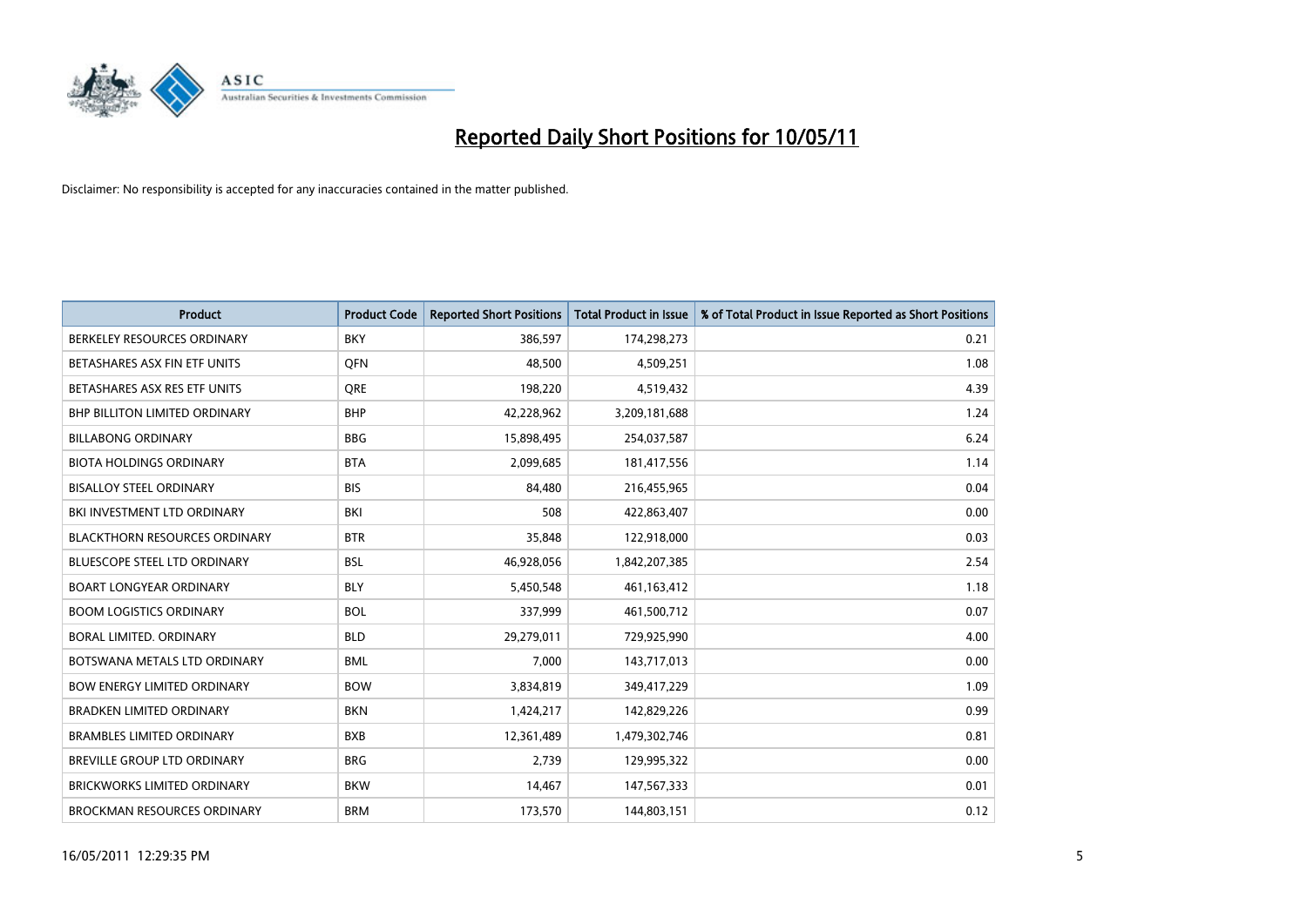# Reported Daily Short Positions for 10/05/11

Disclaimer: No responsibility is accepted for any inaccuracies contained in the matter published.

| Product | Product Code | Reported Short Positions | Total Product in Issue | % of Total Product in Issue Reported as Short Positions |
| --- | --- | --- | --- | --- |
| BERKELEY RESOURCES ORDINARY | BKY | 386,597 | 174,298,273 | 0.21 |
| BETASHARES ASX FIN ETF UNITS | QFN | 48,500 | 4,509,251 | 1.08 |
| BETASHARES ASX RES ETF UNITS | QRE | 198,220 | 4,519,432 | 4.39 |
| BHP BILLITON LIMITED ORDINARY | BHP | 42,228,962 | 3,209,181,688 | 1.24 |
| BILLABONG ORDINARY | BBG | 15,898,495 | 254,037,587 | 6.24 |
| BIOTA HOLDINGS ORDINARY | BTA | 2,099,685 | 181,417,556 | 1.14 |
| BISALLOY STEEL ORDINARY | BIS | 84,480 | 216,455,965 | 0.04 |
| BKI INVESTMENT LTD ORDINARY | BKI | 508 | 422,863,407 | 0.00 |
| BLACKTHORN RESOURCES ORDINARY | BTR | 35,848 | 122,918,000 | 0.03 |
| BLUESCOPE STEEL LTD ORDINARY | BSL | 46,928,056 | 1,842,207,385 | 2.54 |
| BOART LONGYEAR ORDINARY | BLY | 5,450,548 | 461,163,412 | 1.18 |
| BOOM LOGISTICS ORDINARY | BOL | 337,999 | 461,500,712 | 0.07 |
| BORAL LIMITED. ORDINARY | BLD | 29,279,011 | 729,925,990 | 4.00 |
| BOTSWANA METALS LTD ORDINARY | BML | 7,000 | 143,717,013 | 0.00 |
| BOW ENERGY LIMITED ORDINARY | BOW | 3,834,819 | 349,417,229 | 1.09 |
| BRADKEN LIMITED ORDINARY | BKN | 1,424,217 | 142,829,226 | 0.99 |
| BRAMBLES LIMITED ORDINARY | BXB | 12,361,489 | 1,479,302,746 | 0.81 |
| BREVILLE GROUP LTD ORDINARY | BRG | 2,739 | 129,995,322 | 0.00 |
| BRICKWORKS LIMITED ORDINARY | BKW | 14,467 | 147,567,333 | 0.01 |
| BROCKMAN RESOURCES ORDINARY | BRM | 173,570 | 144,803,151 | 0.12 |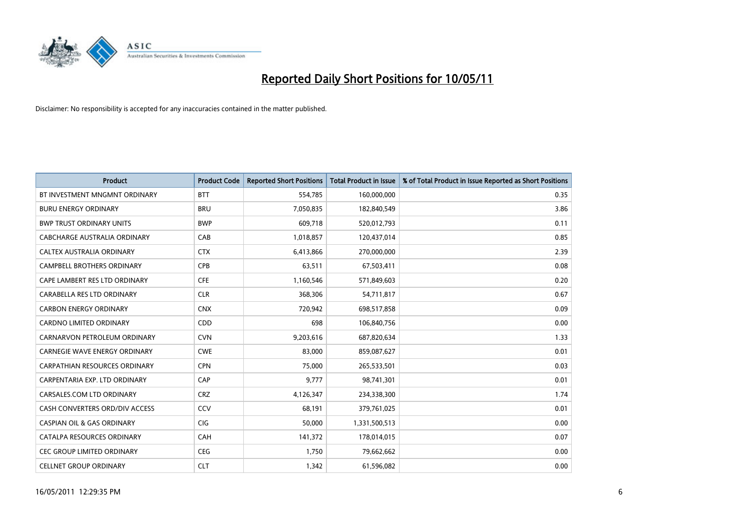# Reported Daily Short Positions for 10/05/11

Disclaimer: No responsibility is accepted for any inaccuracies contained in the matter published.

| Product | Product Code | Reported Short Positions | Total Product in Issue | % of Total Product in Issue Reported as Short Positions |
|---|---|---|---|---|
| BT INVESTMENT MNGMNT ORDINARY | BTT | 554,785 | 160,000,000 | 0.35 |
| BURU ENERGY ORDINARY | BRU | 7,050,835 | 182,840,549 | 3.86 |
| BWP TRUST ORDINARY UNITS | BWP | 609,718 | 520,012,793 | 0.11 |
| CABCHARGE AUSTRALIA ORDINARY | CAB | 1,018,857 | 120,437,014 | 0.85 |
| CALTEX AUSTRALIA ORDINARY | CTX | 6,413,866 | 270,000,000 | 2.39 |
| CAMPBELL BROTHERS ORDINARY | CPB | 63,511 | 67,503,411 | 0.08 |
| CAPE LAMBERT RES LTD ORDINARY | CFE | 1,160,546 | 571,849,603 | 0.20 |
| CARABELLA RES LTD ORDINARY | CLR | 368,306 | 54,711,817 | 0.67 |
| CARBON ENERGY ORDINARY | CNX | 720,942 | 698,517,858 | 0.09 |
| CARDNO LIMITED ORDINARY | CDD | 698 | 106,840,756 | 0.00 |
| CARNARVON PETROLEUM ORDINARY | CVN | 9,203,616 | 687,820,634 | 1.33 |
| CARNEGIE WAVE ENERGY ORDINARY | CWE | 83,000 | 859,087,627 | 0.01 |
| CARPATHIAN RESOURCES ORDINARY | CPN | 75,000 | 265,533,501 | 0.03 |
| CARPENTARIA EXP. LTD ORDINARY | CAP | 9,777 | 98,741,301 | 0.01 |
| CARSALES.COM LTD ORDINARY | CRZ | 4,126,347 | 234,338,300 | 1.74 |
| CASH CONVERTERS ORD/DIV ACCESS | CCV | 68,191 | 379,761,025 | 0.01 |
| CASPIAN OIL & GAS ORDINARY | CIG | 50,000 | 1,331,500,513 | 0.00 |
| CATALPA RESOURCES ORDINARY | CAH | 141,372 | 178,014,015 | 0.07 |
| CEC GROUP LIMITED ORDINARY | CEG | 1,750 | 79,662,662 | 0.00 |
| CELLNET GROUP ORDINARY | CLT | 1,342 | 61,596,082 | 0.00 |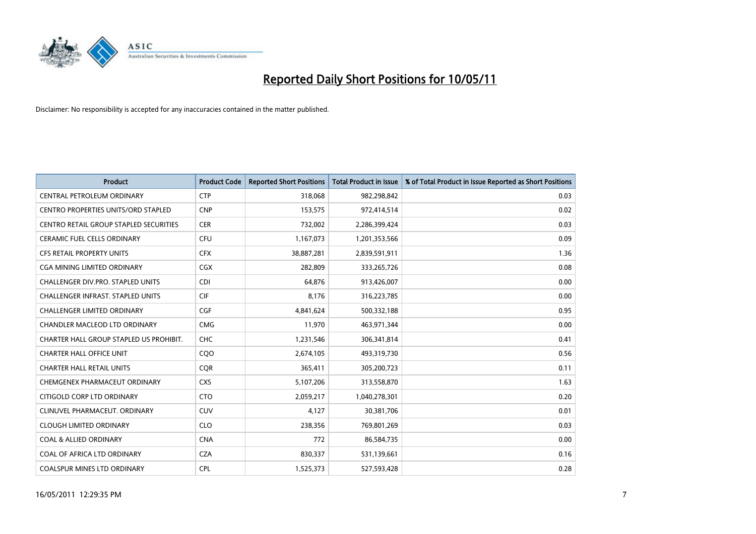# Reported Daily Short Positions for 10/05/11

Disclaimer: No responsibility is accepted for any inaccuracies contained in the matter published.

| Product | Product Code | Reported Short Positions | Total Product in Issue | % of Total Product in Issue Reported as Short Positions |
|---|---|---|---|---|
| CENTRAL PETROLEUM ORDINARY | CTP | 318,068 | 982,298,842 | 0.03 |
| CENTRO PROPERTIES UNITS/ORD STAPLED | CNP | 153,575 | 972,414,514 | 0.02 |
| CENTRO RETAIL GROUP STAPLED SECURITIES | CER | 732,002 | 2,286,399,424 | 0.03 |
| CERAMIC FUEL CELLS ORDINARY | CFU | 1,167,073 | 1,201,353,566 | 0.09 |
| CFS RETAIL PROPERTY UNITS | CFX | 38,887,281 | 2,839,591,911 | 1.36 |
| CGA MINING LIMITED ORDINARY | CGX | 282,809 | 333,265,726 | 0.08 |
| CHALLENGER DIV.PRO. STAPLED UNITS | CDI | 64,876 | 913,426,007 | 0.00 |
| CHALLENGER INFRAST. STAPLED UNITS | CIF | 8,176 | 316,223,785 | 0.00 |
| CHALLENGER LIMITED ORDINARY | CGF | 4,841,624 | 500,332,188 | 0.95 |
| CHANDLER MACLEOD LTD ORDINARY | CMG | 11,970 | 463,971,344 | 0.00 |
| CHARTER HALL GROUP STAPLED US PROHIBIT. | CHC | 1,231,546 | 306,341,814 | 0.41 |
| CHARTER HALL OFFICE UNIT | CQO | 2,674,105 | 493,319,730 | 0.56 |
| CHARTER HALL RETAIL UNITS | CQR | 365,411 | 305,200,723 | 0.11 |
| CHEMGENEX PHARMACEUT ORDINARY | CXS | 5,107,206 | 313,558,870 | 1.63 |
| CITIGOLD CORP LTD ORDINARY | CTO | 2,059,217 | 1,040,278,301 | 0.20 |
| CLINUVEL PHARMACEUT. ORDINARY | CUV | 4,127 | 30,381,706 | 0.01 |
| CLOUGH LIMITED ORDINARY | CLO | 238,356 | 769,801,269 | 0.03 |
| COAL & ALLIED ORDINARY | CNA | 772 | 86,584,735 | 0.00 |
| COAL OF AFRICA LTD ORDINARY | CZA | 830,337 | 531,139,661 | 0.16 |
| COALSPUR MINES LTD ORDINARY | CPL | 1,525,373 | 527,593,428 | 0.28 |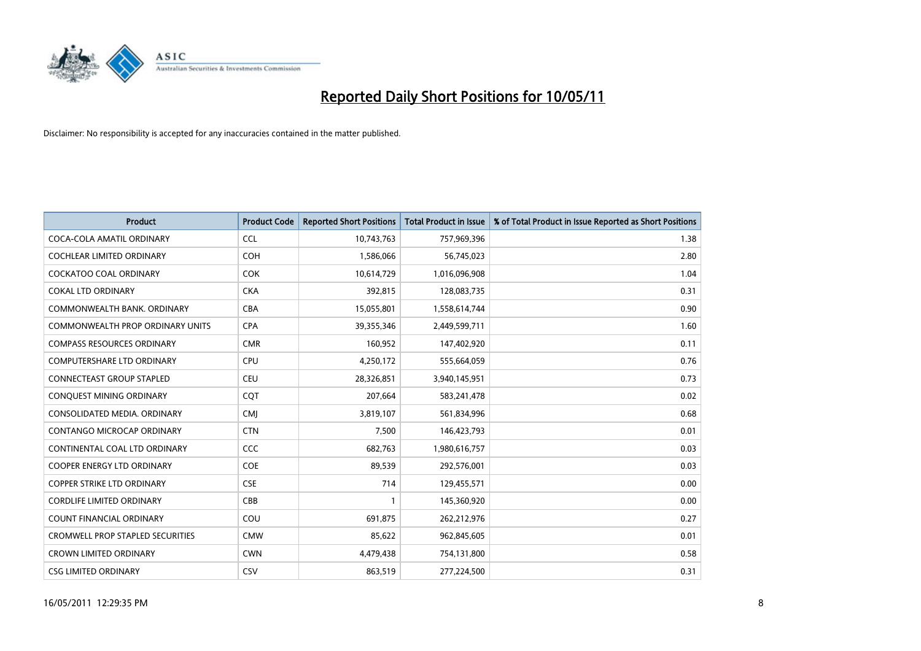# Reported Daily Short Positions for 10/05/11

Disclaimer: No responsibility is accepted for any inaccuracies contained in the matter published.

| Product | Product Code | Reported Short Positions | Total Product in Issue | % of Total Product in Issue Reported as Short Positions |
|---|---|---|---|---|
| COCA-COLA AMATIL ORDINARY | CCL | 10,743,763 | 757,969,396 | 1.38 |
| COCHLEAR LIMITED ORDINARY | COH | 1,586,066 | 56,745,023 | 2.80 |
| COCKATOO COAL ORDINARY | COK | 10,614,729 | 1,016,096,908 | 1.04 |
| COKAL LTD ORDINARY | CKA | 392,815 | 128,083,735 | 0.31 |
| COMMONWEALTH BANK. ORDINARY | CBA | 15,055,801 | 1,558,614,744 | 0.90 |
| COMMONWEALTH PROP ORDINARY UNITS | CPA | 39,355,346 | 2,449,599,711 | 1.60 |
| COMPASS RESOURCES ORDINARY | CMR | 160,952 | 147,402,920 | 0.11 |
| COMPUTERSHARE LTD ORDINARY | CPU | 4,250,172 | 555,664,059 | 0.76 |
| CONNECTEAST GROUP STAPLED | CEU | 28,326,851 | 3,940,145,951 | 0.73 |
| CONQUEST MINING ORDINARY | CQT | 207,664 | 583,241,478 | 0.02 |
| CONSOLIDATED MEDIA. ORDINARY | CMJ | 3,819,107 | 561,834,996 | 0.68 |
| CONTANGO MICROCAP ORDINARY | CTN | 7,500 | 146,423,793 | 0.01 |
| CONTINENTAL COAL LTD ORDINARY | CCC | 682,763 | 1,980,616,757 | 0.03 |
| COOPER ENERGY LTD ORDINARY | COE | 89,539 | 292,576,001 | 0.03 |
| COPPER STRIKE LTD ORDINARY | CSE | 714 | 129,455,571 | 0.00 |
| CORDLIFE LIMITED ORDINARY | CBB | 1 | 145,360,920 | 0.00 |
| COUNT FINANCIAL ORDINARY | COU | 691,875 | 262,212,976 | 0.27 |
| CROMWELL PROP STAPLED SECURITIES | CMW | 85,622 | 962,845,605 | 0.01 |
| CROWN LIMITED ORDINARY | CWN | 4,479,438 | 754,131,800 | 0.58 |
| CSG LIMITED ORDINARY | CSV | 863,519 | 277,224,500 | 0.31 |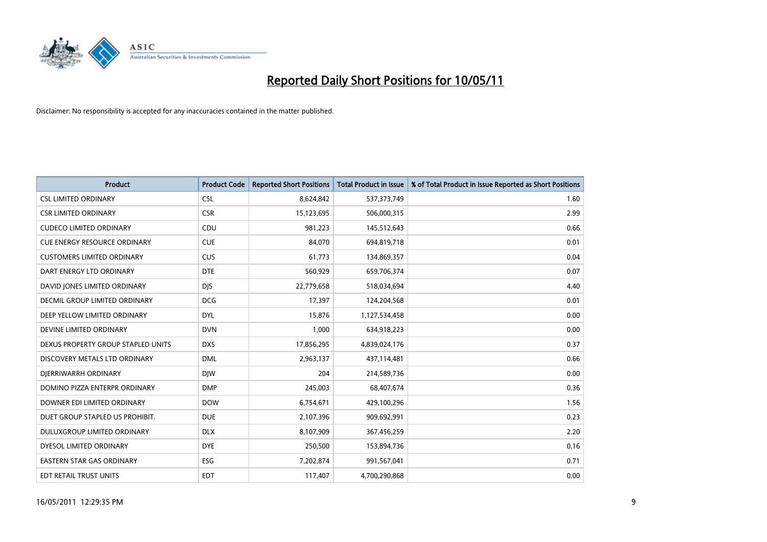# Reported Daily Short Positions for 10/05/11

Disclaimer: No responsibility is accepted for any inaccuracies contained in the matter published.

| Product | Product Code | Reported Short Positions | Total Product in Issue | % of Total Product in Issue Reported as Short Positions |
|---|---|---|---|---|
| CSL LIMITED ORDINARY | CSL | 8,624,842 | 537,373,749 | 1.60 |
| CSR LIMITED ORDINARY | CSR | 15,123,695 | 506,000,315 | 2.99 |
| CUDECO LIMITED ORDINARY | CDU | 981,223 | 145,512,643 | 0.66 |
| CUE ENERGY RESOURCE ORDINARY | CUE | 84,070 | 694,819,718 | 0.01 |
| CUSTOMERS LIMITED ORDINARY | CUS | 61,773 | 134,869,357 | 0.04 |
| DART ENERGY LTD ORDINARY | DTE | 560,929 | 659,706,374 | 0.07 |
| DAVID JONES LIMITED ORDINARY | DJS | 22,779,658 | 518,034,694 | 4.40 |
| DECMIL GROUP LIMITED ORDINARY | DCG | 17,397 | 124,204,568 | 0.01 |
| DEEP YELLOW LIMITED ORDINARY | DYL | 15,876 | 1,127,534,458 | 0.00 |
| DEVINE LIMITED ORDINARY | DVN | 1,000 | 634,918,223 | 0.00 |
| DEXUS PROPERTY GROUP STAPLED UNITS | DXS | 17,856,295 | 4,839,024,176 | 0.37 |
| DISCOVERY METALS LTD ORDINARY | DML | 2,963,137 | 437,114,481 | 0.66 |
| DJERRIWARRH ORDINARY | DJW | 204 | 214,589,736 | 0.00 |
| DOMINO PIZZA ENTERPR ORDINARY | DMP | 245,003 | 68,407,674 | 0.36 |
| DOWNER EDI LIMITED ORDINARY | DOW | 6,754,671 | 429,100,296 | 1.56 |
| DUET GROUP STAPLED US PROHIBIT. | DUE | 2,107,396 | 909,692,991 | 0.23 |
| DULUXGROUP LIMITED ORDINARY | DLX | 8,107,909 | 367,456,259 | 2.20 |
| DYESOL LIMITED ORDINARY | DYE | 250,500 | 153,894,736 | 0.16 |
| EASTERN STAR GAS ORDINARY | ESG | 7,202,874 | 991,567,041 | 0.71 |
| EDT RETAIL TRUST UNITS | EDT | 117,407 | 4,700,290,868 | 0.00 |

16/05/2011 12:29:35 PM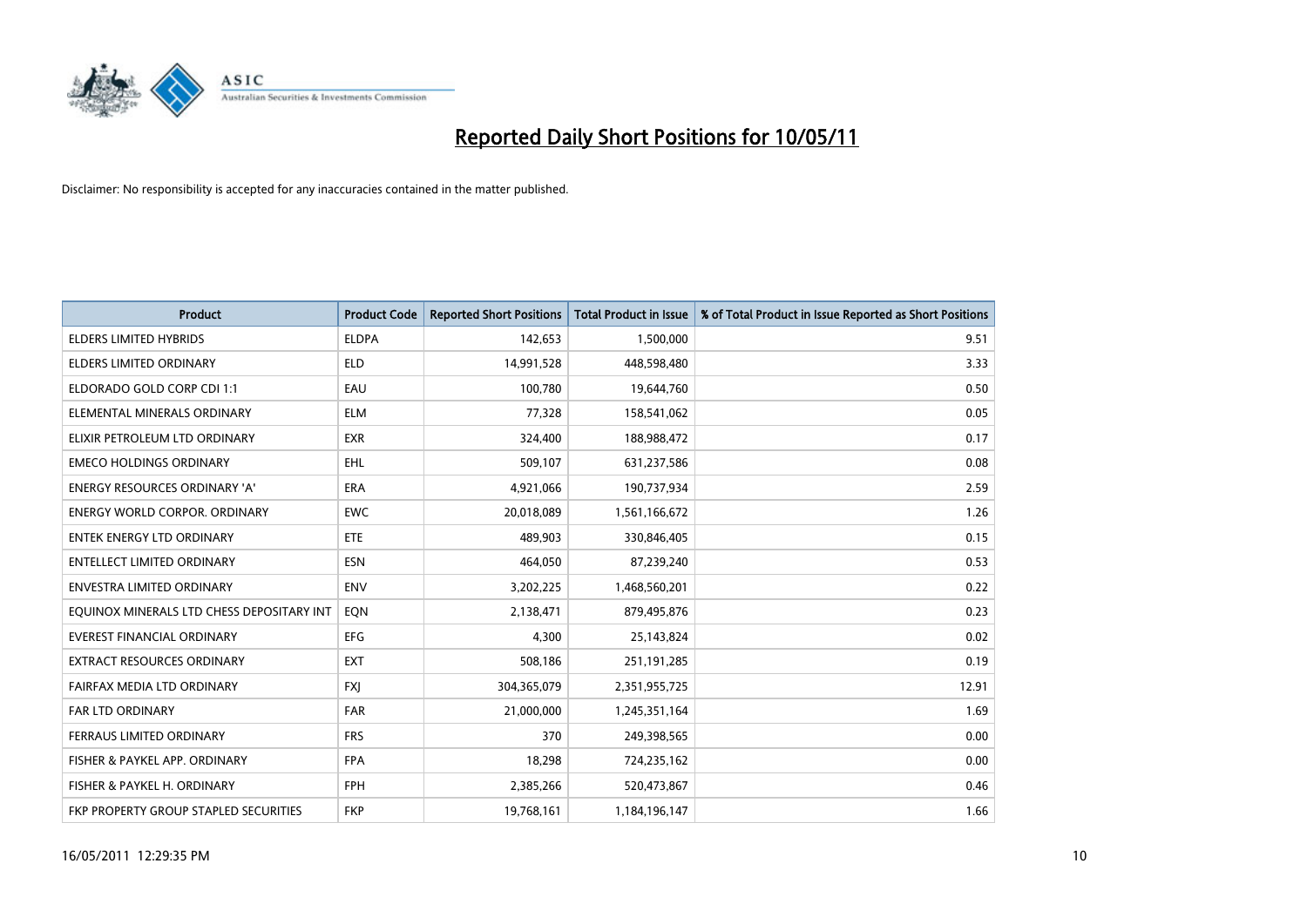# Reported Daily Short Positions for 10/05/11

Disclaimer: No responsibility is accepted for any inaccuracies contained in the matter published.

| Product | Product Code | Reported Short Positions | Total Product in Issue | % of Total Product in Issue Reported as Short Positions |
|---|---|---|---|---|
| ELDERS LIMITED HYBRIDS | ELDPA | 142,653 | 1,500,000 | 9.51 |
| ELDERS LIMITED ORDINARY | ELD | 14,991,528 | 448,598,480 | 3.33 |
| ELDORADO GOLD CORP CDI 1:1 | EAU | 100,780 | 19,644,760 | 0.50 |
| ELEMENTAL MINERALS ORDINARY | ELM | 77,328 | 158,541,062 | 0.05 |
| ELIXIR PETROLEUM LTD ORDINARY | EXR | 324,400 | 188,988,472 | 0.17 |
| EMECO HOLDINGS ORDINARY | EHL | 509,107 | 631,237,586 | 0.08 |
| ENERGY RESOURCES ORDINARY 'A' | ERA | 4,921,066 | 190,737,934 | 2.59 |
| ENERGY WORLD CORPOR. ORDINARY | EWC | 20,018,089 | 1,561,166,672 | 1.26 |
| ENTEK ENERGY LTD ORDINARY | ETE | 489,903 | 330,846,405 | 0.15 |
| ENTELLECT LIMITED ORDINARY | ESN | 464,050 | 87,239,240 | 0.53 |
| ENVESTRA LIMITED ORDINARY | ENV | 3,202,225 | 1,468,560,201 | 0.22 |
| EQUINOX MINERALS LTD CHESS DEPOSITARY INT | EQN | 2,138,471 | 879,495,876 | 0.23 |
| EVEREST FINANCIAL ORDINARY | EFG | 4,300 | 25,143,824 | 0.02 |
| EXTRACT RESOURCES ORDINARY | EXT | 508,186 | 251,191,285 | 0.19 |
| FAIRFAX MEDIA LTD ORDINARY | FXJ | 304,365,079 | 2,351,955,725 | 12.91 |
| FAR LTD ORDINARY | FAR | 21,000,000 | 1,245,351,164 | 1.69 |
| FERRAUS LIMITED ORDINARY | FRS | 370 | 249,398,565 | 0.00 |
| FISHER & PAYKEL APP. ORDINARY | FPA | 18,298 | 724,235,162 | 0.00 |
| FISHER & PAYKEL H. ORDINARY | FPH | 2,385,266 | 520,473,867 | 0.46 |
| FKP PROPERTY GROUP STAPLED SECURITIES | FKP | 19,768,161 | 1,184,196,147 | 1.66 |

16/05/2011 12:29:35 PM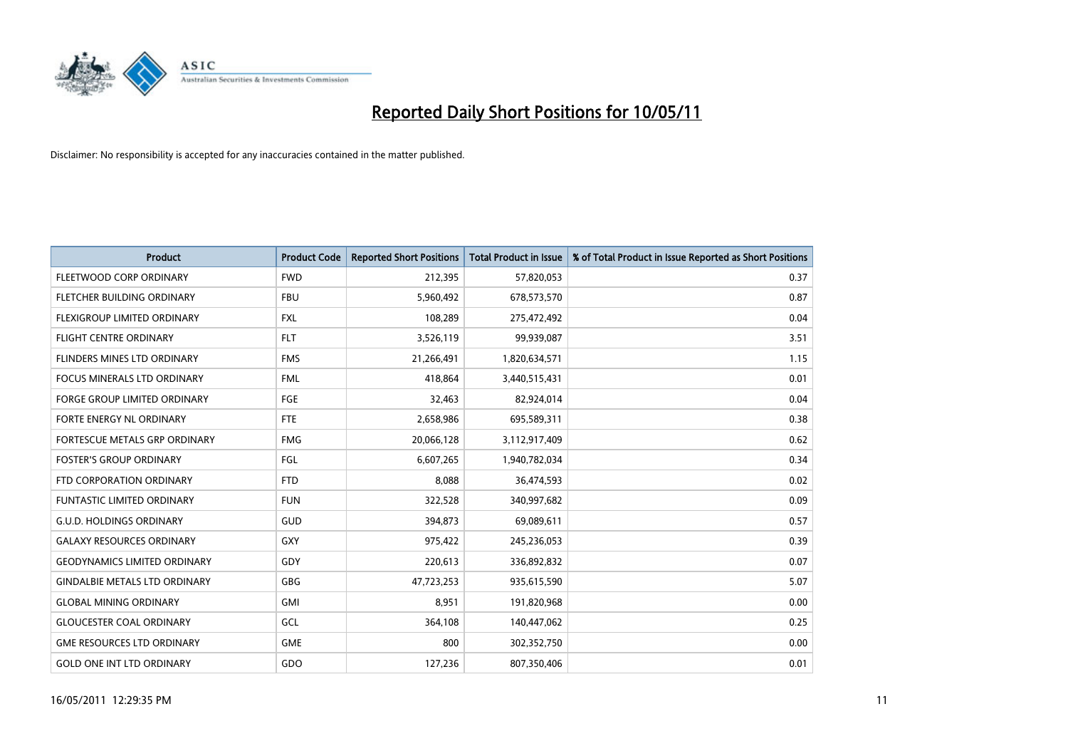# Reported Daily Short Positions for 10/05/11

Disclaimer: No responsibility is accepted for any inaccuracies contained in the matter published.

| Product | Product Code | Reported Short Positions | Total Product in Issue | % of Total Product in Issue Reported as Short Positions |
|---|---|---|---|---|
| FLEETWOOD CORP ORDINARY | FWD | 212,395 | 57,820,053 | 0.37 |
| FLETCHER BUILDING ORDINARY | FBU | 5,960,492 | 678,573,570 | 0.87 |
| FLEXIGROUP LIMITED ORDINARY | FXL | 108,289 | 275,472,492 | 0.04 |
| FLIGHT CENTRE ORDINARY | FLT | 3,526,119 | 99,939,087 | 3.51 |
| FLINDERS MINES LTD ORDINARY | FMS | 21,266,491 | 1,820,634,571 | 1.15 |
| FOCUS MINERALS LTD ORDINARY | FML | 418,864 | 3,440,515,431 | 0.01 |
| FORGE GROUP LIMITED ORDINARY | FGE | 32,463 | 82,924,014 | 0.04 |
| FORTE ENERGY NL ORDINARY | FTE | 2,658,986 | 695,589,311 | 0.38 |
| FORTESCUE METALS GRP ORDINARY | FMG | 20,066,128 | 3,112,917,409 | 0.62 |
| FOSTER'S GROUP ORDINARY | FGL | 6,607,265 | 1,940,782,034 | 0.34 |
| FTD CORPORATION ORDINARY | FTD | 8,088 | 36,474,593 | 0.02 |
| FUNTASTIC LIMITED ORDINARY | FUN | 322,528 | 340,997,682 | 0.09 |
| G.U.D. HOLDINGS ORDINARY | GUD | 394,873 | 69,089,611 | 0.57 |
| GALAXY RESOURCES ORDINARY | GXY | 975,422 | 245,236,053 | 0.39 |
| GEODYNAMICS LIMITED ORDINARY | GDY | 220,613 | 336,892,832 | 0.07 |
| GINDALBIE METALS LTD ORDINARY | GBG | 47,723,253 | 935,615,590 | 5.07 |
| GLOBAL MINING ORDINARY | GMI | 8,951 | 191,820,968 | 0.00 |
| GLOUCESTER COAL ORDINARY | GCL | 364,108 | 140,447,062 | 0.25 |
| GME RESOURCES LTD ORDINARY | GME | 800 | 302,352,750 | 0.00 |
| GOLD ONE INT LTD ORDINARY | GDO | 127,236 | 807,350,406 | 0.01 |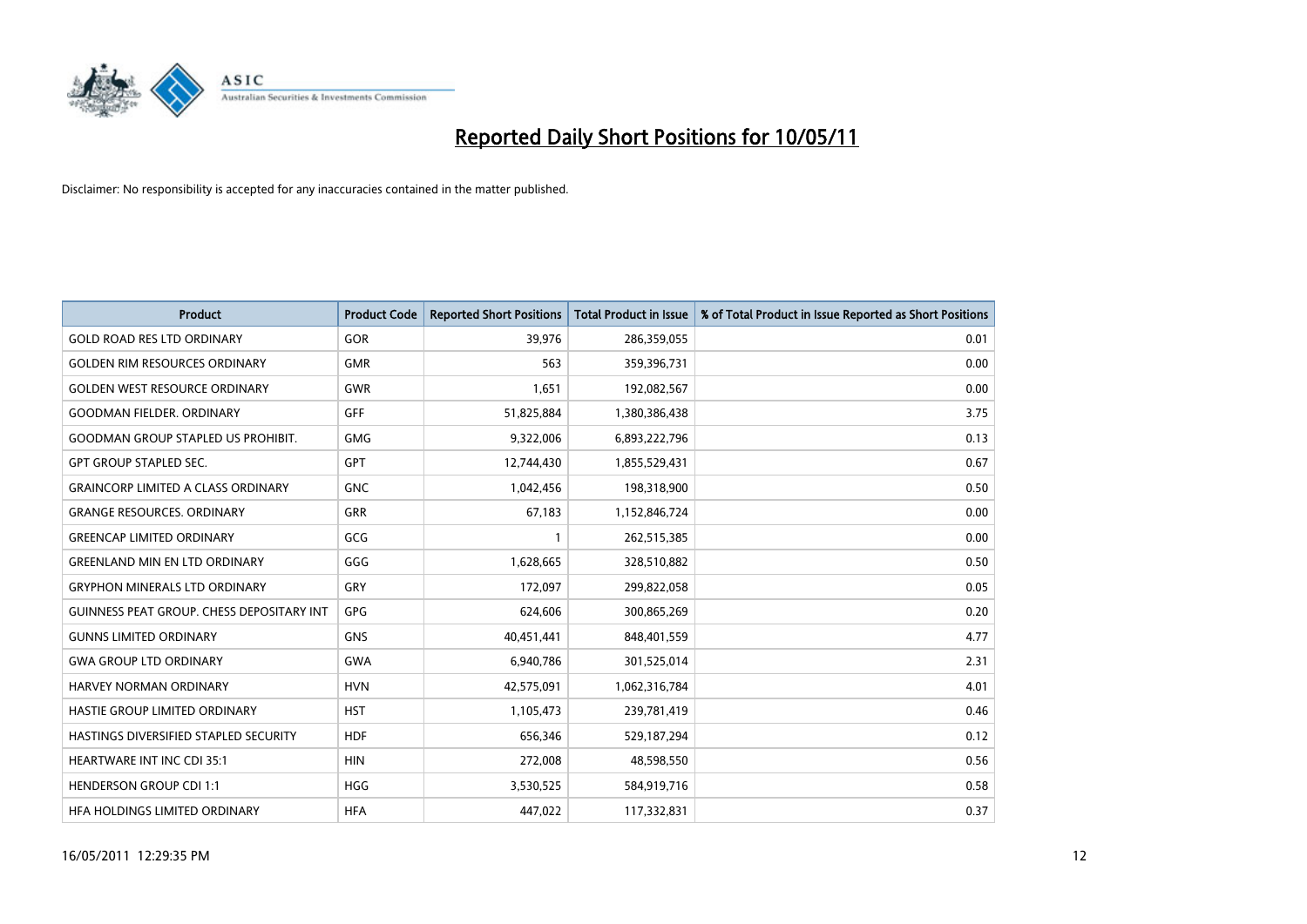# Reported Daily Short Positions for 10/05/11

Disclaimer: No responsibility is accepted for any inaccuracies contained in the matter published.

| Product | Product Code | Reported Short Positions | Total Product in Issue | % of Total Product in Issue Reported as Short Positions |
|---|---|---|---|---|
| GOLD ROAD RES LTD ORDINARY | GOR | 39,976 | 286,359,055 | 0.01 |
| GOLDEN RIM RESOURCES ORDINARY | GMR | 563 | 359,396,731 | 0.00 |
| GOLDEN WEST RESOURCE ORDINARY | GWR | 1,651 | 192,082,567 | 0.00 |
| GOODMAN FIELDER. ORDINARY | GFF | 51,825,884 | 1,380,386,438 | 3.75 |
| GOODMAN GROUP STAPLED US PROHIBIT. | GMG | 9,322,006 | 6,893,222,796 | 0.13 |
| GPT GROUP STAPLED SEC. | GPT | 12,744,430 | 1,855,529,431 | 0.67 |
| GRAINCORP LIMITED A CLASS ORDINARY | GNC | 1,042,456 | 198,318,900 | 0.50 |
| GRANGE RESOURCES. ORDINARY | GRR | 67,183 | 1,152,846,724 | 0.00 |
| GREENCAP LIMITED ORDINARY | GCG | 1 | 262,515,385 | 0.00 |
| GREENLAND MIN EN LTD ORDINARY | GGG | 1,628,665 | 328,510,882 | 0.50 |
| GRYPHON MINERALS LTD ORDINARY | GRY | 172,097 | 299,822,058 | 0.05 |
| GUINNESS PEAT GROUP. CHESS DEPOSITARY INT | GPG | 624,606 | 300,865,269 | 0.20 |
| GUNNS LIMITED ORDINARY | GNS | 40,451,441 | 848,401,559 | 4.77 |
| GWA GROUP LTD ORDINARY | GWA | 6,940,786 | 301,525,014 | 2.31 |
| HARVEY NORMAN ORDINARY | HVN | 42,575,091 | 1,062,316,784 | 4.01 |
| HASTIE GROUP LIMITED ORDINARY | HST | 1,105,473 | 239,781,419 | 0.46 |
| HASTINGS DIVERSIFIED STAPLED SECURITY | HDF | 656,346 | 529,187,294 | 0.12 |
| HEARTWARE INT INC CDI 35:1 | HIN | 272,008 | 48,598,550 | 0.56 |
| HENDERSON GROUP CDI 1:1 | HGG | 3,530,525 | 584,919,716 | 0.58 |
| HFA HOLDINGS LIMITED ORDINARY | HFA | 447,022 | 117,332,831 | 0.37 |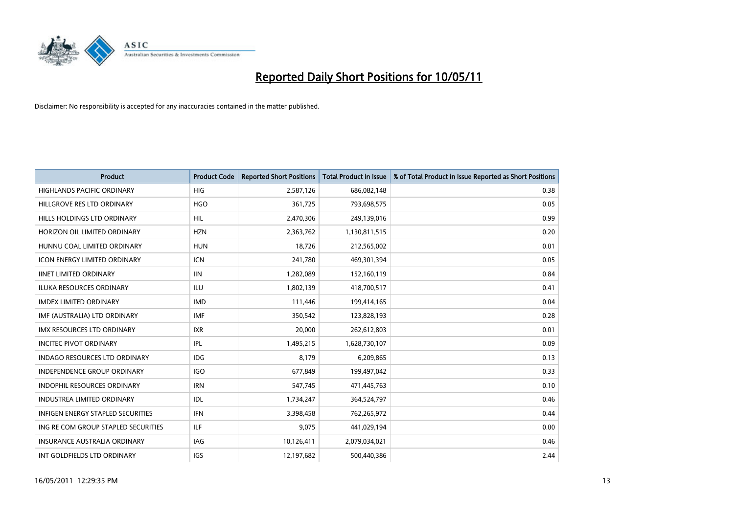# Reported Daily Short Positions for 10/05/11

Disclaimer: No responsibility is accepted for any inaccuracies contained in the matter published.

| Product | Product Code | Reported Short Positions | Total Product in Issue | % of Total Product in Issue Reported as Short Positions |
|---|---|---|---|---|
| HIGHLANDS PACIFIC ORDINARY | HIG | 2,587,126 | 686,082,148 | 0.38 |
| HILLGROVE RES LTD ORDINARY | HGO | 361,725 | 793,698,575 | 0.05 |
| HILLS HOLDINGS LTD ORDINARY | HIL | 2,470,306 | 249,139,016 | 0.99 |
| HORIZON OIL LIMITED ORDINARY | HZN | 2,363,762 | 1,130,811,515 | 0.20 |
| HUNNU COAL LIMITED ORDINARY | HUN | 18,726 | 212,565,002 | 0.01 |
| ICON ENERGY LIMITED ORDINARY | ICN | 241,780 | 469,301,394 | 0.05 |
| IINET LIMITED ORDINARY | IIN | 1,282,089 | 152,160,119 | 0.84 |
| ILUKA RESOURCES ORDINARY | ILU | 1,802,139 | 418,700,517 | 0.41 |
| IMDEX LIMITED ORDINARY | IMD | 111,446 | 199,414,165 | 0.04 |
| IMF (AUSTRALIA) LTD ORDINARY | IMF | 350,542 | 123,828,193 | 0.28 |
| IMX RESOURCES LTD ORDINARY | IXR | 20,000 | 262,612,803 | 0.01 |
| INCITEC PIVOT ORDINARY | IPL | 1,495,215 | 1,628,730,107 | 0.09 |
| INDAGO RESOURCES LTD ORDINARY | IDG | 8,179 | 6,209,865 | 0.13 |
| INDEPENDENCE GROUP ORDINARY | IGO | 677,849 | 199,497,042 | 0.33 |
| INDOPHIL RESOURCES ORDINARY | IRN | 547,745 | 471,445,763 | 0.10 |
| INDUSTREA LIMITED ORDINARY | IDL | 1,734,247 | 364,524,797 | 0.46 |
| INFIGEN ENERGY STAPLED SECURITIES | IFN | 3,398,458 | 762,265,972 | 0.44 |
| ING RE COM GROUP STAPLED SECURITIES | ILF | 9,075 | 441,029,194 | 0.00 |
| INSURANCE AUSTRALIA ORDINARY | IAG | 10,126,411 | 2,079,034,021 | 0.46 |
| INT GOLDFIELDS LTD ORDINARY | IGS | 12,197,682 | 500,440,386 | 2.44 |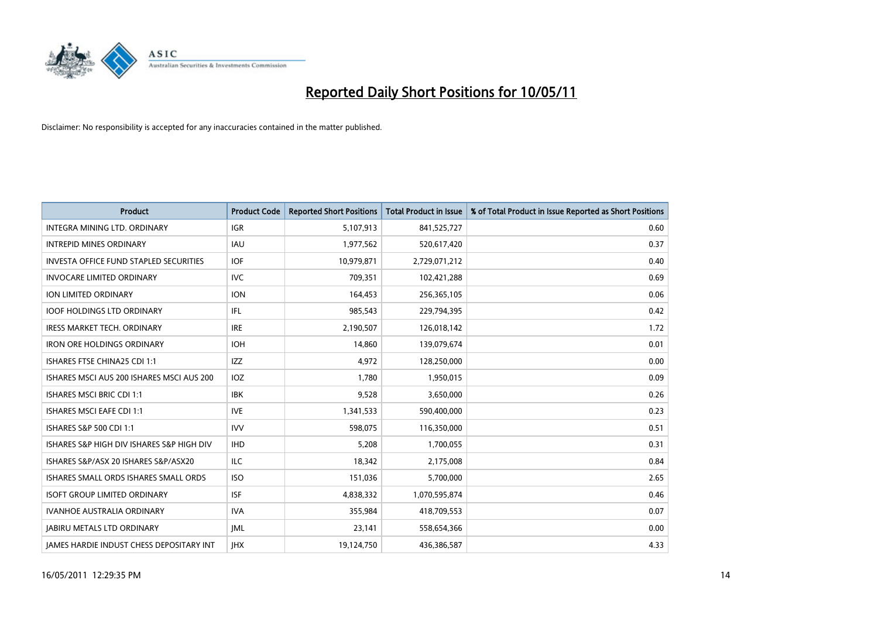# Reported Daily Short Positions for 10/05/11

Disclaimer: No responsibility is accepted for any inaccuracies contained in the matter published.

| Product | Product Code | Reported Short Positions | Total Product in Issue | % of Total Product in Issue Reported as Short Positions |
|---|---|---|---|---|
| INTEGRA MINING LTD. ORDINARY | IGR | 5,107,913 | 841,525,727 | 0.60 |
| INTREPID MINES ORDINARY | IAU | 1,977,562 | 520,617,420 | 0.37 |
| INVESTA OFFICE FUND STAPLED SECURITIES | IOF | 10,979,871 | 2,729,071,212 | 0.40 |
| INVOCARE LIMITED ORDINARY | IVC | 709,351 | 102,421,288 | 0.69 |
| ION LIMITED ORDINARY | ION | 164,453 | 256,365,105 | 0.06 |
| IOOF HOLDINGS LTD ORDINARY | IFL | 985,543 | 229,794,395 | 0.42 |
| IRESS MARKET TECH. ORDINARY | IRE | 2,190,507 | 126,018,142 | 1.72 |
| IRON ORE HOLDINGS ORDINARY | IOH | 14,860 | 139,079,674 | 0.01 |
| ISHARES FTSE CHINA25 CDI 1:1 | IZZ | 4,972 | 128,250,000 | 0.00 |
| ISHARES MSCI AUS 200 ISHARES MSCI AUS 200 | IOZ | 1,780 | 1,950,015 | 0.09 |
| ISHARES MSCI BRIC CDI 1:1 | IBK | 9,528 | 3,650,000 | 0.26 |
| ISHARES MSCI EAFE CDI 1:1 | IVE | 1,341,533 | 590,400,000 | 0.23 |
| ISHARES S&P 500 CDI 1:1 | IVV | 598,075 | 116,350,000 | 0.51 |
| ISHARES S&P HIGH DIV ISHARES S&P HIGH DIV | IHD | 5,208 | 1,700,055 | 0.31 |
| ISHARES S&P/ASX 20 ISHARES S&P/ASX20 | ILC | 18,342 | 2,175,008 | 0.84 |
| ISHARES SMALL ORDS ISHARES SMALL ORDS | ISO | 151,036 | 5,700,000 | 2.65 |
| ISOFT GROUP LIMITED ORDINARY | ISF | 4,838,332 | 1,070,595,874 | 0.46 |
| IVANHOE AUSTRALIA ORDINARY | IVA | 355,984 | 418,709,553 | 0.07 |
| JABIRU METALS LTD ORDINARY | JML | 23,141 | 558,654,366 | 0.00 |
| JAMES HARDIE INDUST CHESS DEPOSITARY INT | JHX | 19,124,750 | 436,386,587 | 4.33 |

16/05/2011 12:29:35 PM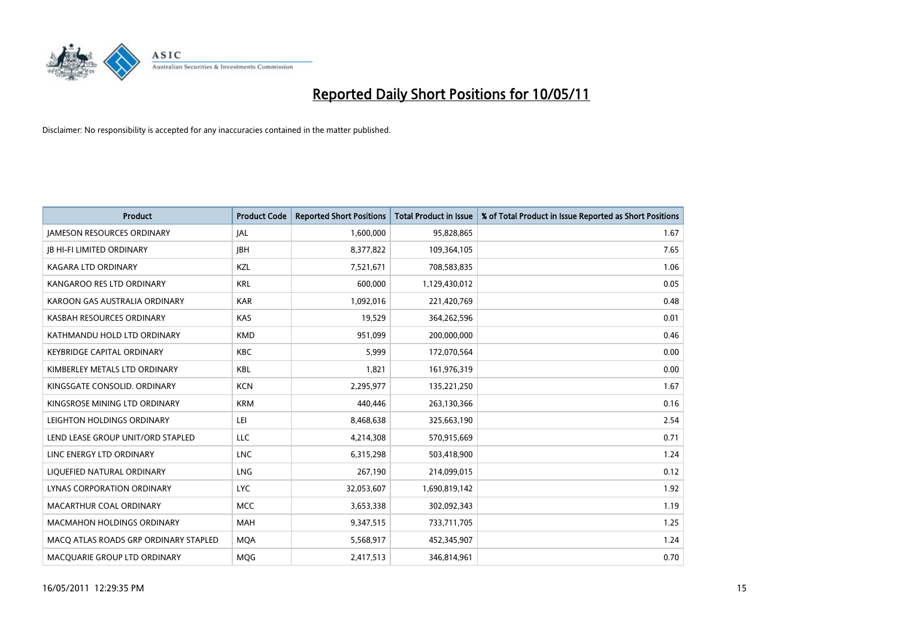# Reported Daily Short Positions for 10/05/11

Disclaimer: No responsibility is accepted for any inaccuracies contained in the matter published.

| Product | Product Code | Reported Short Positions | Total Product in Issue | % of Total Product in Issue Reported as Short Positions |
|---|---|---|---|---|
| JAMESON RESOURCES ORDINARY | JAL | 1,600,000 | 95,828,865 | 1.67 |
| JB HI-FI LIMITED ORDINARY | JBH | 8,377,822 | 109,364,105 | 7.65 |
| KAGARA LTD ORDINARY | KZL | 7,521,671 | 708,583,835 | 1.06 |
| KANGAROO RES LTD ORDINARY | KRL | 600,000 | 1,129,430,012 | 0.05 |
| KAROON GAS AUSTRALIA ORDINARY | KAR | 1,092,016 | 221,420,769 | 0.48 |
| KASBAH RESOURCES ORDINARY | KAS | 19,529 | 364,262,596 | 0.01 |
| KATHMANDU HOLD LTD ORDINARY | KMD | 951,099 | 200,000,000 | 0.46 |
| KEYBRIDGE CAPITAL ORDINARY | KBC | 5,999 | 172,070,564 | 0.00 |
| KIMBERLEY METALS LTD ORDINARY | KBL | 1,821 | 161,976,319 | 0.00 |
| KINGSGATE CONSOLID. ORDINARY | KCN | 2,295,977 | 135,221,250 | 1.67 |
| KINGSROSE MINING LTD ORDINARY | KRM | 440,446 | 263,130,366 | 0.16 |
| LEIGHTON HOLDINGS ORDINARY | LEI | 8,468,638 | 325,663,190 | 2.54 |
| LEND LEASE GROUP UNIT/ORD STAPLED | LLC | 4,214,308 | 570,915,669 | 0.71 |
| LINC ENERGY LTD ORDINARY | LNC | 6,315,298 | 503,418,900 | 1.24 |
| LIQUEFIED NATURAL ORDINARY | LNG | 267,190 | 214,099,015 | 0.12 |
| LYNAS CORPORATION ORDINARY | LYC | 32,053,607 | 1,690,819,142 | 1.92 |
| MACARTHUR COAL ORDINARY | MCC | 3,653,338 | 302,092,343 | 1.19 |
| MACMAHON HOLDINGS ORDINARY | MAH | 9,347,515 | 733,711,705 | 1.25 |
| MACQ ATLAS ROADS GRP ORDINARY STAPLED | MQA | 5,568,917 | 452,345,907 | 1.24 |
| MACQUARIE GROUP LTD ORDINARY | MQG | 2,417,513 | 346,814,961 | 0.70 |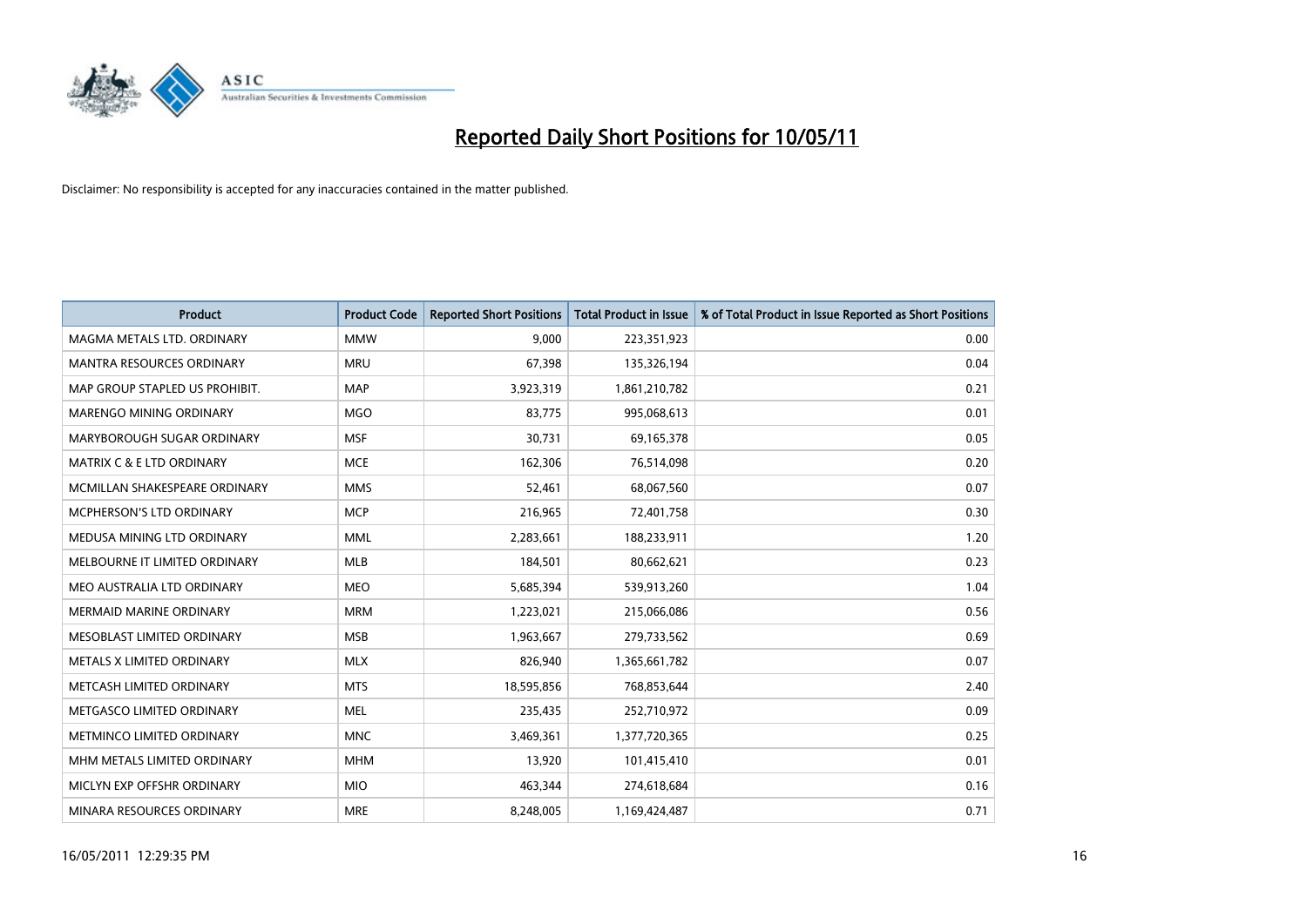# Reported Daily Short Positions for 10/05/11

Disclaimer: No responsibility is accepted for any inaccuracies contained in the matter published.

| Product | Product Code | Reported Short Positions | Total Product in Issue | % of Total Product in Issue Reported as Short Positions |
|---|---|---|---|---|
| MAGMA METALS LTD. ORDINARY | MMW | 9,000 | 223,351,923 | 0.00 |
| MANTRA RESOURCES ORDINARY | MRU | 67,398 | 135,326,194 | 0.04 |
| MAP GROUP STAPLED US PROHIBIT. | MAP | 3,923,319 | 1,861,210,782 | 0.21 |
| MARENGO MINING ORDINARY | MGO | 83,775 | 995,068,613 | 0.01 |
| MARYBOROUGH SUGAR ORDINARY | MSF | 30,731 | 69,165,378 | 0.05 |
| MATRIX C & E LTD ORDINARY | MCE | 162,306 | 76,514,098 | 0.20 |
| MCMILLAN SHAKESPEARE ORDINARY | MMS | 52,461 | 68,067,560 | 0.07 |
| MCPHERSON'S LTD ORDINARY | MCP | 216,965 | 72,401,758 | 0.30 |
| MEDUSA MINING LTD ORDINARY | MML | 2,283,661 | 188,233,911 | 1.20 |
| MELBOURNE IT LIMITED ORDINARY | MLB | 184,501 | 80,662,621 | 0.23 |
| MEO AUSTRALIA LTD ORDINARY | MEO | 5,685,394 | 539,913,260 | 1.04 |
| MERMAID MARINE ORDINARY | MRM | 1,223,021 | 215,066,086 | 0.56 |
| MESOBLAST LIMITED ORDINARY | MSB | 1,963,667 | 279,733,562 | 0.69 |
| METALS X LIMITED ORDINARY | MLX | 826,940 | 1,365,661,782 | 0.07 |
| METCASH LIMITED ORDINARY | MTS | 18,595,856 | 768,853,644 | 2.40 |
| METGASCO LIMITED ORDINARY | MEL | 235,435 | 252,710,972 | 0.09 |
| METMINCO LIMITED ORDINARY | MNC | 3,469,361 | 1,377,720,365 | 0.25 |
| MHM METALS LIMITED ORDINARY | MHM | 13,920 | 101,415,410 | 0.01 |
| MICLYN EXP OFFSHR ORDINARY | MIO | 463,344 | 274,618,684 | 0.16 |
| MINARA RESOURCES ORDINARY | MRE | 8,248,005 | 1,169,424,487 | 0.71 |

16/05/2011 12:29:35 PM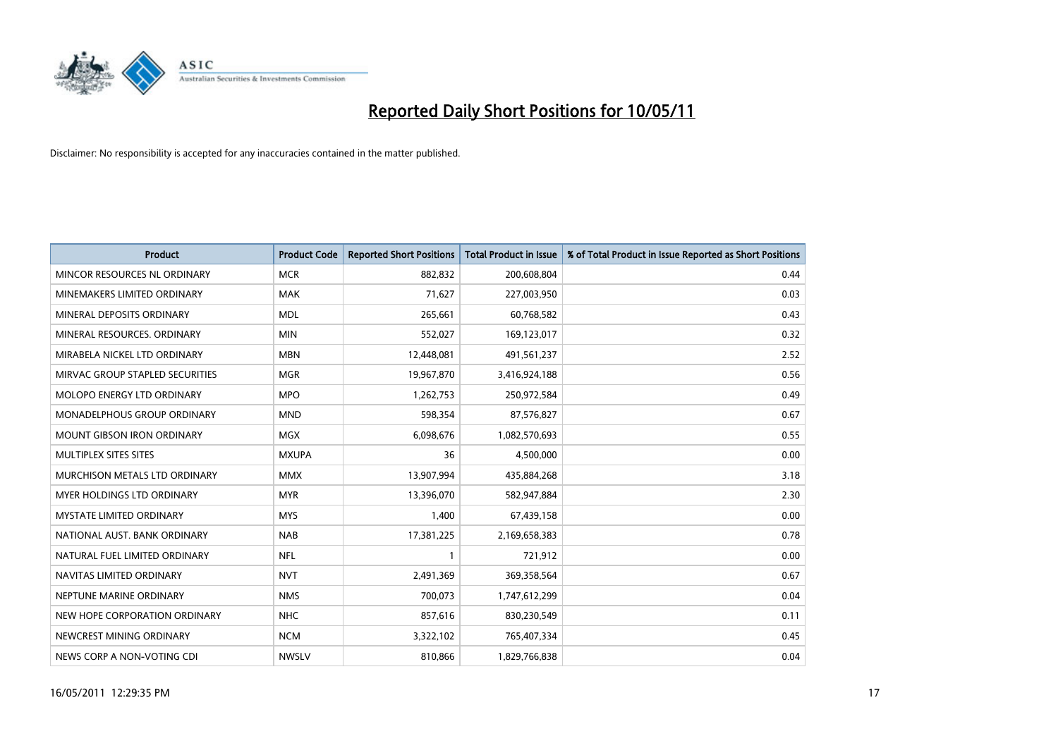# Reported Daily Short Positions for 10/05/11

Disclaimer: No responsibility is accepted for any inaccuracies contained in the matter published.

| Product | Product Code | Reported Short Positions | Total Product in Issue | % of Total Product in Issue Reported as Short Positions |
|---|---|---|---|---|
| MINCOR RESOURCES NL ORDINARY | MCR | 882,832 | 200,608,804 | 0.44 |
| MINEMAKERS LIMITED ORDINARY | MAK | 71,627 | 227,003,950 | 0.03 |
| MINERAL DEPOSITS ORDINARY | MDL | 265,661 | 60,768,582 | 0.43 |
| MINERAL RESOURCES. ORDINARY | MIN | 552,027 | 169,123,017 | 0.32 |
| MIRABELA NICKEL LTD ORDINARY | MBN | 12,448,081 | 491,561,237 | 2.52 |
| MIRVAC GROUP STAPLED SECURITIES | MGR | 19,967,870 | 3,416,924,188 | 0.56 |
| MOLOPO ENERGY LTD ORDINARY | MPO | 1,262,753 | 250,972,584 | 0.49 |
| MONADELPHOUS GROUP ORDINARY | MND | 598,354 | 87,576,827 | 0.67 |
| MOUNT GIBSON IRON ORDINARY | MGX | 6,098,676 | 1,082,570,693 | 0.55 |
| MULTIPLEX SITES SITES | MXUPA | 36 | 4,500,000 | 0.00 |
| MURCHISON METALS LTD ORDINARY | MMX | 13,907,994 | 435,884,268 | 3.18 |
| MYER HOLDINGS LTD ORDINARY | MYR | 13,396,070 | 582,947,884 | 2.30 |
| MYSTATE LIMITED ORDINARY | MYS | 1,400 | 67,439,158 | 0.00 |
| NATIONAL AUST. BANK ORDINARY | NAB | 17,381,225 | 2,169,658,383 | 0.78 |
| NATURAL FUEL LIMITED ORDINARY | NFL | 1 | 721,912 | 0.00 |
| NAVITAS LIMITED ORDINARY | NVT | 2,491,369 | 369,358,564 | 0.67 |
| NEPTUNE MARINE ORDINARY | NMS | 700,073 | 1,747,612,299 | 0.04 |
| NEW HOPE CORPORATION ORDINARY | NHC | 857,616 | 830,230,549 | 0.11 |
| NEWCREST MINING ORDINARY | NCM | 3,322,102 | 765,407,334 | 0.45 |
| NEWS CORP A NON-VOTING CDI | NWSLV | 810,866 | 1,829,766,838 | 0.04 |

16/05/2011 12:29:35 PM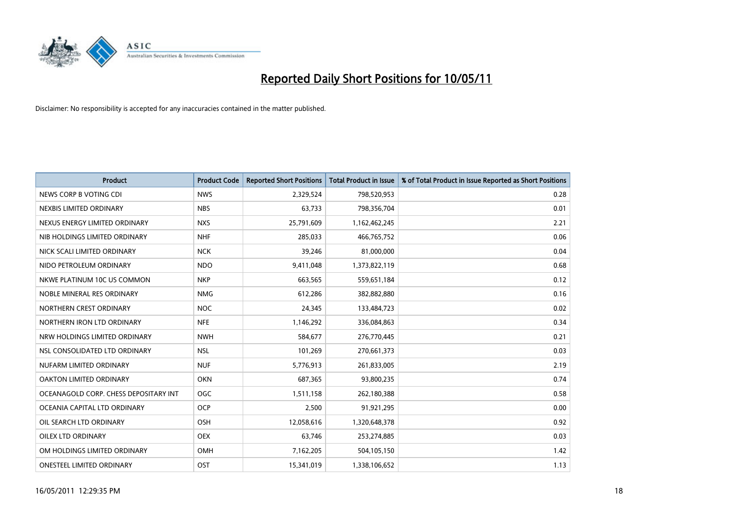# Reported Daily Short Positions for 10/05/11

Disclaimer: No responsibility is accepted for any inaccuracies contained in the matter published.

| Product | Product Code | Reported Short Positions | Total Product in Issue | % of Total Product in Issue Reported as Short Positions |
|---|---|---|---|---|
| NEWS CORP B VOTING CDI | NWS | 2,329,524 | 798,520,953 | 0.28 |
| NEXBIS LIMITED ORDINARY | NBS | 63,733 | 798,356,704 | 0.01 |
| NEXUS ENERGY LIMITED ORDINARY | NXS | 25,791,609 | 1,162,462,245 | 2.21 |
| NIB HOLDINGS LIMITED ORDINARY | NHF | 285,033 | 466,765,752 | 0.06 |
| NICK SCALI LIMITED ORDINARY | NCK | 39,246 | 81,000,000 | 0.04 |
| NIDO PETROLEUM ORDINARY | NDO | 9,411,048 | 1,373,822,119 | 0.68 |
| NKWE PLATINUM 10C US COMMON | NKP | 663,565 | 559,651,184 | 0.12 |
| NOBLE MINERAL RES ORDINARY | NMG | 612,286 | 382,882,880 | 0.16 |
| NORTHERN CREST ORDINARY | NOC | 24,345 | 133,484,723 | 0.02 |
| NORTHERN IRON LTD ORDINARY | NFE | 1,146,292 | 336,084,863 | 0.34 |
| NRW HOLDINGS LIMITED ORDINARY | NWH | 584,677 | 276,770,445 | 0.21 |
| NSL CONSOLIDATED LTD ORDINARY | NSL | 101,269 | 270,661,373 | 0.03 |
| NUFARM LIMITED ORDINARY | NUF | 5,776,913 | 261,833,005 | 2.19 |
| OAKTON LIMITED ORDINARY | OKN | 687,365 | 93,800,235 | 0.74 |
| OCEANAGOLD CORP. CHESS DEPOSITARY INT | OGC | 1,511,158 | 262,180,388 | 0.58 |
| OCEANIA CAPITAL LTD ORDINARY | OCP | 2,500 | 91,921,295 | 0.00 |
| OIL SEARCH LTD ORDINARY | OSH | 12,058,616 | 1,320,648,378 | 0.92 |
| OILEX LTD ORDINARY | OEX | 63,746 | 253,274,885 | 0.03 |
| OM HOLDINGS LIMITED ORDINARY | OMH | 7,162,205 | 504,105,150 | 1.42 |
| ONESTEEL LIMITED ORDINARY | OST | 15,341,019 | 1,338,106,652 | 1.13 |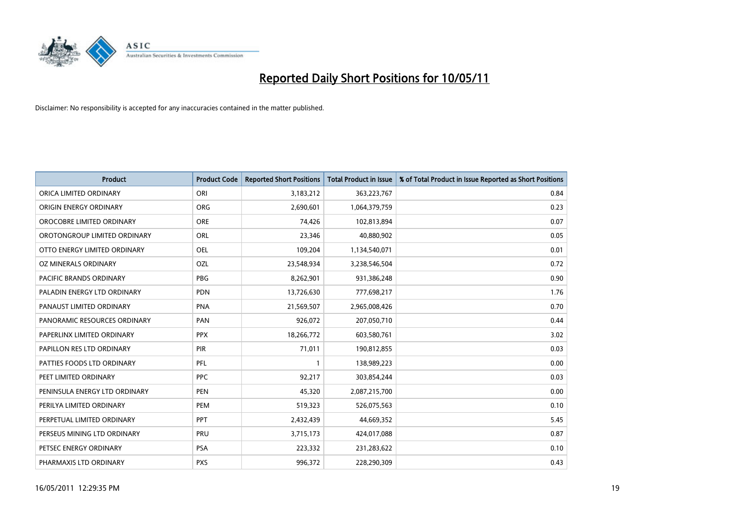# Reported Daily Short Positions for 10/05/11

Disclaimer: No responsibility is accepted for any inaccuracies contained in the matter published.

| Product | Product Code | Reported Short Positions | Total Product in Issue | % of Total Product in Issue Reported as Short Positions |
|---|---|---|---|---|
| ORICA LIMITED ORDINARY | ORI | 3,183,212 | 363,223,767 | 0.84 |
| ORIGIN ENERGY ORDINARY | ORG | 2,690,601 | 1,064,379,759 | 0.23 |
| OROCOBRE LIMITED ORDINARY | ORE | 74,426 | 102,813,894 | 0.07 |
| OROTONGROUP LIMITED ORDINARY | ORL | 23,346 | 40,880,902 | 0.05 |
| OTTO ENERGY LIMITED ORDINARY | OEL | 109,204 | 1,134,540,071 | 0.01 |
| OZ MINERALS ORDINARY | OZL | 23,548,934 | 3,238,546,504 | 0.72 |
| PACIFIC BRANDS ORDINARY | PBG | 8,262,901 | 931,386,248 | 0.90 |
| PALADIN ENERGY LTD ORDINARY | PDN | 13,726,630 | 777,698,217 | 1.76 |
| PANAUST LIMITED ORDINARY | PNA | 21,569,507 | 2,965,008,426 | 0.70 |
| PANORAMIC RESOURCES ORDINARY | PAN | 926,072 | 207,050,710 | 0.44 |
| PAPERLINX LIMITED ORDINARY | PPX | 18,266,772 | 603,580,761 | 3.02 |
| PAPILLON RES LTD ORDINARY | PIR | 71,011 | 190,812,855 | 0.03 |
| PATTIES FOODS LTD ORDINARY | PFL | 1 | 138,989,223 | 0.00 |
| PEET LIMITED ORDINARY | PPC | 92,217 | 303,854,244 | 0.03 |
| PENINSULA ENERGY LTD ORDINARY | PEN | 45,320 | 2,087,215,700 | 0.00 |
| PERILYA LIMITED ORDINARY | PEM | 519,323 | 526,075,563 | 0.10 |
| PERPETUAL LIMITED ORDINARY | PPT | 2,432,439 | 44,669,352 | 5.45 |
| PERSEUS MINING LTD ORDINARY | PRU | 3,715,173 | 424,017,088 | 0.87 |
| PETSEC ENERGY ORDINARY | PSA | 223,332 | 231,283,622 | 0.10 |
| PHARMAXIS LTD ORDINARY | PXS | 996,372 | 228,290,309 | 0.43 |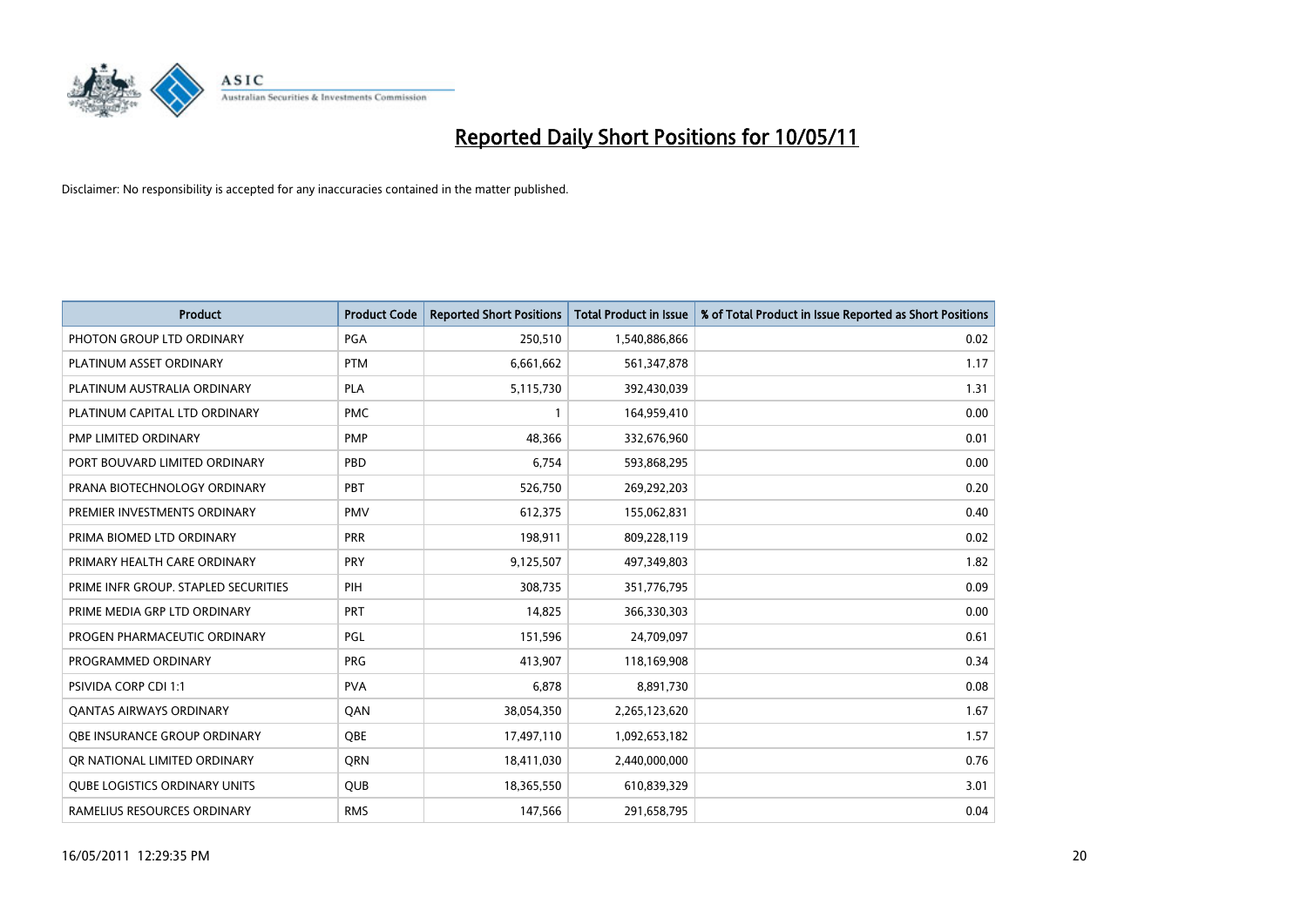# Reported Daily Short Positions for 10/05/11

Disclaimer: No responsibility is accepted for any inaccuracies contained in the matter published.

| Product | Product Code | Reported Short Positions | Total Product in Issue | % of Total Product in Issue Reported as Short Positions |
|---|---|---|---|---|
| PHOTON GROUP LTD ORDINARY | PGA | 250,510 | 1,540,886,866 | 0.02 |
| PLATINUM ASSET ORDINARY | PTM | 6,661,662 | 561,347,878 | 1.17 |
| PLATINUM AUSTRALIA ORDINARY | PLA | 5,115,730 | 392,430,039 | 1.31 |
| PLATINUM CAPITAL LTD ORDINARY | PMC | 1 | 164,959,410 | 0.00 |
| PMP LIMITED ORDINARY | PMP | 48,366 | 332,676,960 | 0.01 |
| PORT BOUVARD LIMITED ORDINARY | PBD | 6,754 | 593,868,295 | 0.00 |
| PRANA BIOTECHNOLOGY ORDINARY | PBT | 526,750 | 269,292,203 | 0.20 |
| PREMIER INVESTMENTS ORDINARY | PMV | 612,375 | 155,062,831 | 0.40 |
| PRIMA BIOMED LTD ORDINARY | PRR | 198,911 | 809,228,119 | 0.02 |
| PRIMARY HEALTH CARE ORDINARY | PRY | 9,125,507 | 497,349,803 | 1.82 |
| PRIME INFR GROUP. STAPLED SECURITIES | PIH | 308,735 | 351,776,795 | 0.09 |
| PRIME MEDIA GRP LTD ORDINARY | PRT | 14,825 | 366,330,303 | 0.00 |
| PROGEN PHARMACEUTIC ORDINARY | PGL | 151,596 | 24,709,097 | 0.61 |
| PROGRAMMED ORDINARY | PRG | 413,907 | 118,169,908 | 0.34 |
| PSIVIDA CORP CDI 1:1 | PVA | 6,878 | 8,891,730 | 0.08 |
| QANTAS AIRWAYS ORDINARY | QAN | 38,054,350 | 2,265,123,620 | 1.67 |
| QBE INSURANCE GROUP ORDINARY | QBE | 17,497,110 | 1,092,653,182 | 1.57 |
| QR NATIONAL LIMITED ORDINARY | QRN | 18,411,030 | 2,440,000,000 | 0.76 |
| QUBE LOGISTICS ORDINARY UNITS | QUB | 18,365,550 | 610,839,329 | 3.01 |
| RAMELIUS RESOURCES ORDINARY | RMS | 147,566 | 291,658,795 | 0.04 |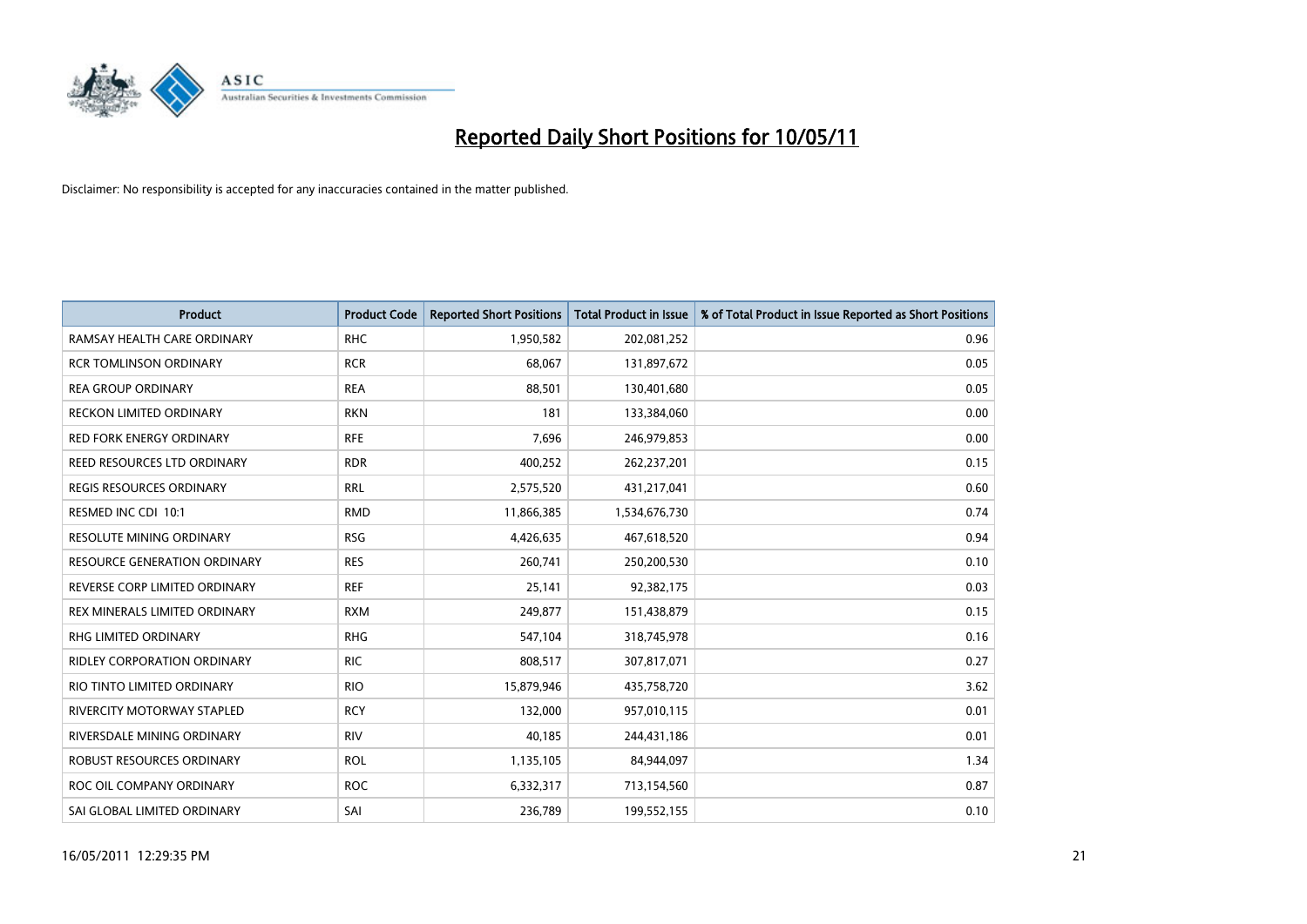# Reported Daily Short Positions for 10/05/11

Disclaimer: No responsibility is accepted for any inaccuracies contained in the matter published.

| Product | Product Code | Reported Short Positions | Total Product in Issue | % of Total Product in Issue Reported as Short Positions |
|---|---|---|---|---|
| RAMSAY HEALTH CARE ORDINARY | RHC | 1,950,582 | 202,081,252 | 0.96 |
| RCR TOMLINSON ORDINARY | RCR | 68,067 | 131,897,672 | 0.05 |
| REA GROUP ORDINARY | REA | 88,501 | 130,401,680 | 0.05 |
| RECKON LIMITED ORDINARY | RKN | 181 | 133,384,060 | 0.00 |
| RED FORK ENERGY ORDINARY | RFE | 7,696 | 246,979,853 | 0.00 |
| REED RESOURCES LTD ORDINARY | RDR | 400,252 | 262,237,201 | 0.15 |
| REGIS RESOURCES ORDINARY | RRL | 2,575,520 | 431,217,041 | 0.60 |
| RESMED INC CDI 10:1 | RMD | 11,866,385 | 1,534,676,730 | 0.74 |
| RESOLUTE MINING ORDINARY | RSG | 4,426,635 | 467,618,520 | 0.94 |
| RESOURCE GENERATION ORDINARY | RES | 260,741 | 250,200,530 | 0.10 |
| REVERSE CORP LIMITED ORDINARY | REF | 25,141 | 92,382,175 | 0.03 |
| REX MINERALS LIMITED ORDINARY | RXM | 249,877 | 151,438,879 | 0.15 |
| RHG LIMITED ORDINARY | RHG | 547,104 | 318,745,978 | 0.16 |
| RIDLEY CORPORATION ORDINARY | RIC | 808,517 | 307,817,071 | 0.27 |
| RIO TINTO LIMITED ORDINARY | RIO | 15,879,946 | 435,758,720 | 3.62 |
| RIVERCITY MOTORWAY STAPLED | RCY | 132,000 | 957,010,115 | 0.01 |
| RIVERSDALE MINING ORDINARY | RIV | 40,185 | 244,431,186 | 0.01 |
| ROBUST RESOURCES ORDINARY | ROL | 1,135,105 | 84,944,097 | 1.34 |
| ROC OIL COMPANY ORDINARY | ROC | 6,332,317 | 713,154,560 | 0.87 |
| SAI GLOBAL LIMITED ORDINARY | SAI | 236,789 | 199,552,155 | 0.10 |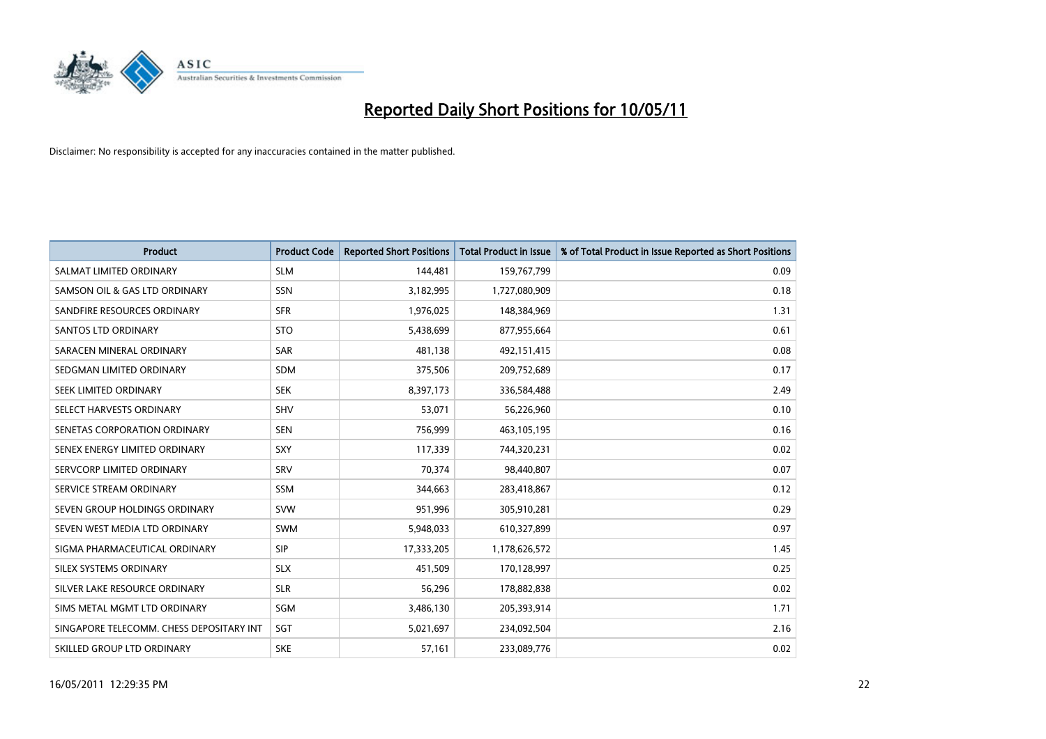# Reported Daily Short Positions for 10/05/11

Disclaimer: No responsibility is accepted for any inaccuracies contained in the matter published.

| Product | Product Code | Reported Short Positions | Total Product in Issue | % of Total Product in Issue Reported as Short Positions |
|---|---|---|---|---|
| SALMAT LIMITED ORDINARY | SLM | 144,481 | 159,767,799 | 0.09 |
| SAMSON OIL & GAS LTD ORDINARY | SSN | 3,182,995 | 1,727,080,909 | 0.18 |
| SANDFIRE RESOURCES ORDINARY | SFR | 1,976,025 | 148,384,969 | 1.31 |
| SANTOS LTD ORDINARY | STO | 5,438,699 | 877,955,664 | 0.61 |
| SARACEN MINERAL ORDINARY | SAR | 481,138 | 492,151,415 | 0.08 |
| SEDGMAN LIMITED ORDINARY | SDM | 375,506 | 209,752,689 | 0.17 |
| SEEK LIMITED ORDINARY | SEK | 8,397,173 | 336,584,488 | 2.49 |
| SELECT HARVESTS ORDINARY | SHV | 53,071 | 56,226,960 | 0.10 |
| SENETAS CORPORATION ORDINARY | SEN | 756,999 | 463,105,195 | 0.16 |
| SENEX ENERGY LIMITED ORDINARY | SXY | 117,339 | 744,320,231 | 0.02 |
| SERVCORP LIMITED ORDINARY | SRV | 70,374 | 98,440,807 | 0.07 |
| SERVICE STREAM ORDINARY | SSM | 344,663 | 283,418,867 | 0.12 |
| SEVEN GROUP HOLDINGS ORDINARY | SVW | 951,996 | 305,910,281 | 0.29 |
| SEVEN WEST MEDIA LTD ORDINARY | SWM | 5,948,033 | 610,327,899 | 0.97 |
| SIGMA PHARMACEUTICAL ORDINARY | SIP | 17,333,205 | 1,178,626,572 | 1.45 |
| SILEX SYSTEMS ORDINARY | SLX | 451,509 | 170,128,997 | 0.25 |
| SILVER LAKE RESOURCE ORDINARY | SLR | 56,296 | 178,882,838 | 0.02 |
| SIMS METAL MGMT LTD ORDINARY | SGM | 3,486,130 | 205,393,914 | 1.71 |
| SINGAPORE TELECOMM. CHESS DEPOSITARY INT | SGT | 5,021,697 | 234,092,504 | 2.16 |
| SKILLED GROUP LTD ORDINARY | SKE | 57,161 | 233,089,776 | 0.02 |

16/05/2011 12:29:35 PM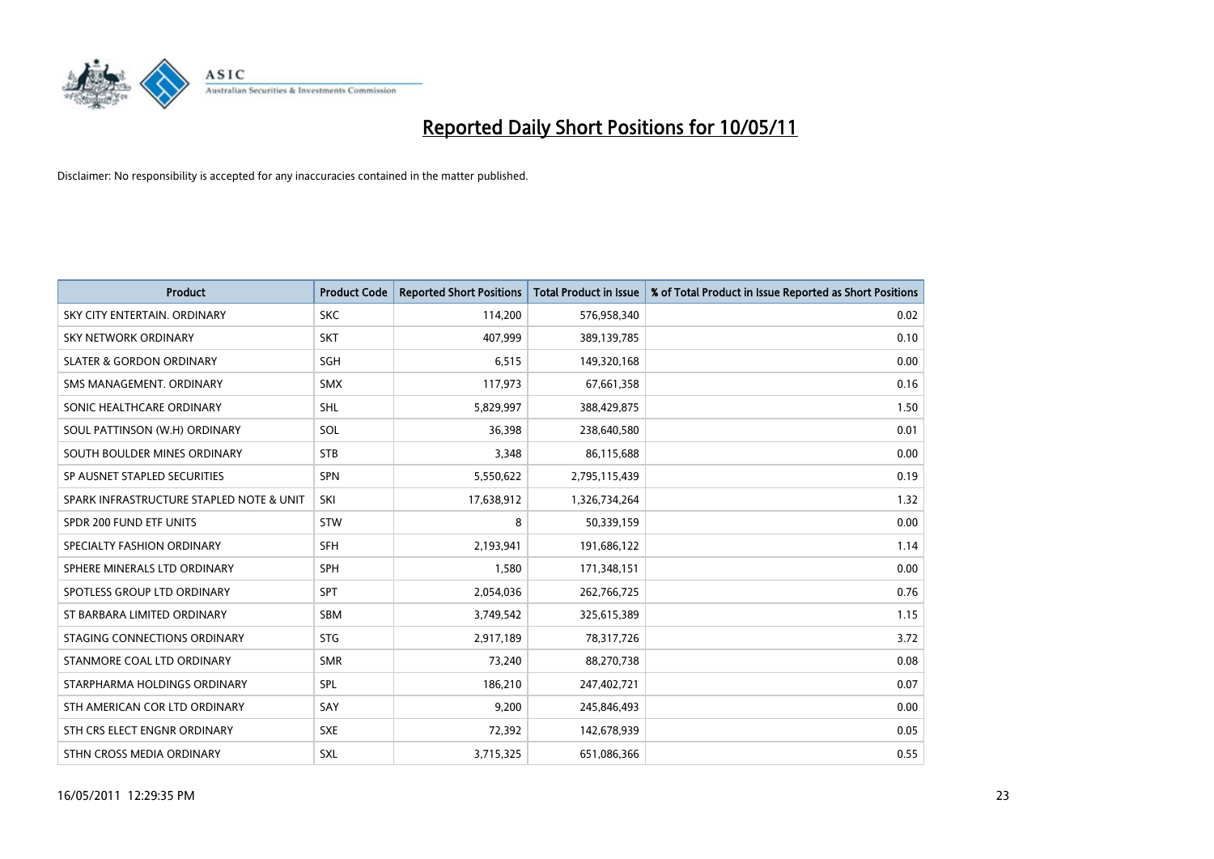# Reported Daily Short Positions for 10/05/11

Disclaimer: No responsibility is accepted for any inaccuracies contained in the matter published.

| Product | Product Code | Reported Short Positions | Total Product in Issue | % of Total Product in Issue Reported as Short Positions |
|---|---|---|---|---|
| SKY CITY ENTERTAIN. ORDINARY | SKC | 114,200 | 576,958,340 | 0.02 |
| SKY NETWORK ORDINARY | SKT | 407,999 | 389,139,785 | 0.10 |
| SLATER & GORDON ORDINARY | SGH | 6,515 | 149,320,168 | 0.00 |
| SMS MANAGEMENT. ORDINARY | SMX | 117,973 | 67,661,358 | 0.16 |
| SONIC HEALTHCARE ORDINARY | SHL | 5,829,997 | 388,429,875 | 1.50 |
| SOUL PATTINSON (W.H) ORDINARY | SOL | 36,398 | 238,640,580 | 0.01 |
| SOUTH BOULDER MINES ORDINARY | STB | 3,348 | 86,115,688 | 0.00 |
| SP AUSNET STAPLED SECURITIES | SPN | 5,550,622 | 2,795,115,439 | 0.19 |
| SPARK INFRASTRUCTURE STAPLED NOTE & UNIT | SKI | 17,638,912 | 1,326,734,264 | 1.32 |
| SPDR 200 FUND ETF UNITS | STW | 8 | 50,339,159 | 0.00 |
| SPECIALTY FASHION ORDINARY | SFH | 2,193,941 | 191,686,122 | 1.14 |
| SPHERE MINERALS LTD ORDINARY | SPH | 1,580 | 171,348,151 | 0.00 |
| SPOTLESS GROUP LTD ORDINARY | SPT | 2,054,036 | 262,766,725 | 0.76 |
| ST BARBARA LIMITED ORDINARY | SBM | 3,749,542 | 325,615,389 | 1.15 |
| STAGING CONNECTIONS ORDINARY | STG | 2,917,189 | 78,317,726 | 3.72 |
| STANMORE COAL LTD ORDINARY | SMR | 73,240 | 88,270,738 | 0.08 |
| STARPHARMA HOLDINGS ORDINARY | SPL | 186,210 | 247,402,721 | 0.07 |
| STH AMERICAN COR LTD ORDINARY | SAY | 9,200 | 245,846,493 | 0.00 |
| STH CRS ELECT ENGNR ORDINARY | SXE | 72,392 | 142,678,939 | 0.05 |
| STHN CROSS MEDIA ORDINARY | SXL | 3,715,325 | 651,086,366 | 0.55 |

16/05/2011 12:29:35 PM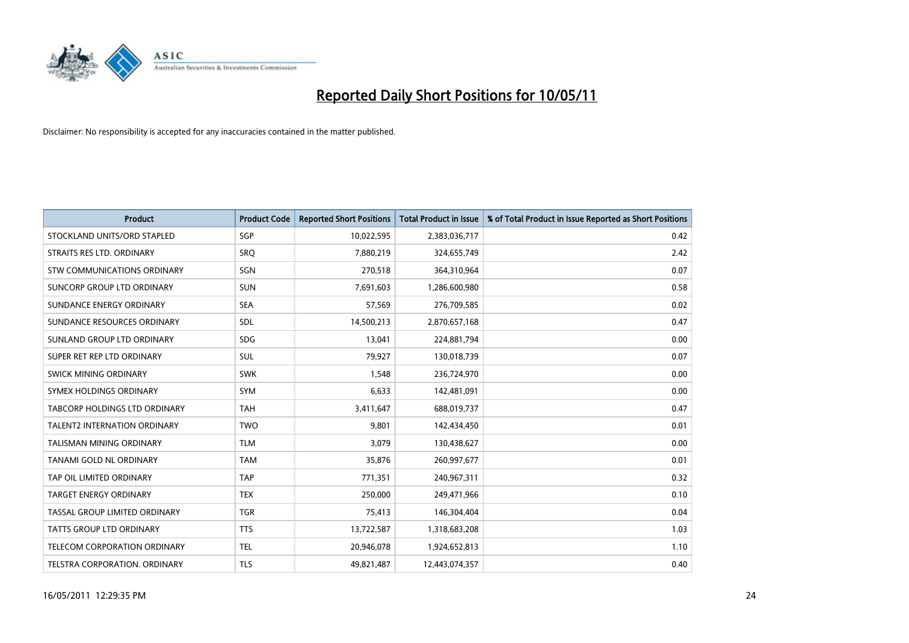# Reported Daily Short Positions for 10/05/11

Disclaimer: No responsibility is accepted for any inaccuracies contained in the matter published.

| Product | Product Code | Reported Short Positions | Total Product in Issue | % of Total Product in Issue Reported as Short Positions |
|---|---|---|---|---|
| STOCKLAND UNITS/ORD STAPLED | SGP | 10,022,595 | 2,383,036,717 | 0.42 |
| STRAITS RES LTD. ORDINARY | SRQ | 7,880,219 | 324,655,749 | 2.42 |
| STW COMMUNICATIONS ORDINARY | SGN | 270,518 | 364,310,964 | 0.07 |
| SUNCORP GROUP LTD ORDINARY | SUN | 7,691,603 | 1,286,600,980 | 0.58 |
| SUNDANCE ENERGY ORDINARY | SEA | 57,569 | 276,709,585 | 0.02 |
| SUNDANCE RESOURCES ORDINARY | SDL | 14,500,213 | 2,870,657,168 | 0.47 |
| SUNLAND GROUP LTD ORDINARY | SDG | 13,041 | 224,881,794 | 0.00 |
| SUPER RET REP LTD ORDINARY | SUL | 79,927 | 130,018,739 | 0.07 |
| SWICK MINING ORDINARY | SWK | 1,548 | 236,724,970 | 0.00 |
| SYMEX HOLDINGS ORDINARY | SYM | 6,633 | 142,481,091 | 0.00 |
| TABCORP HOLDINGS LTD ORDINARY | TAH | 3,411,647 | 688,019,737 | 0.47 |
| TALENT2 INTERNATION ORDINARY | TWO | 9,801 | 142,434,450 | 0.01 |
| TALISMAN MINING ORDINARY | TLM | 3,079 | 130,438,627 | 0.00 |
| TANAMI GOLD NL ORDINARY | TAM | 35,876 | 260,997,677 | 0.01 |
| TAP OIL LIMITED ORDINARY | TAP | 771,351 | 240,967,311 | 0.32 |
| TARGET ENERGY ORDINARY | TEX | 250,000 | 249,471,966 | 0.10 |
| TASSAL GROUP LIMITED ORDINARY | TGR | 75,413 | 146,304,404 | 0.04 |
| TATTS GROUP LTD ORDINARY | TTS | 13,722,587 | 1,318,683,208 | 1.03 |
| TELECOM CORPORATION ORDINARY | TEL | 20,946,078 | 1,924,652,813 | 1.10 |
| TELSTRA CORPORATION. ORDINARY | TLS | 49,821,487 | 12,443,074,357 | 0.40 |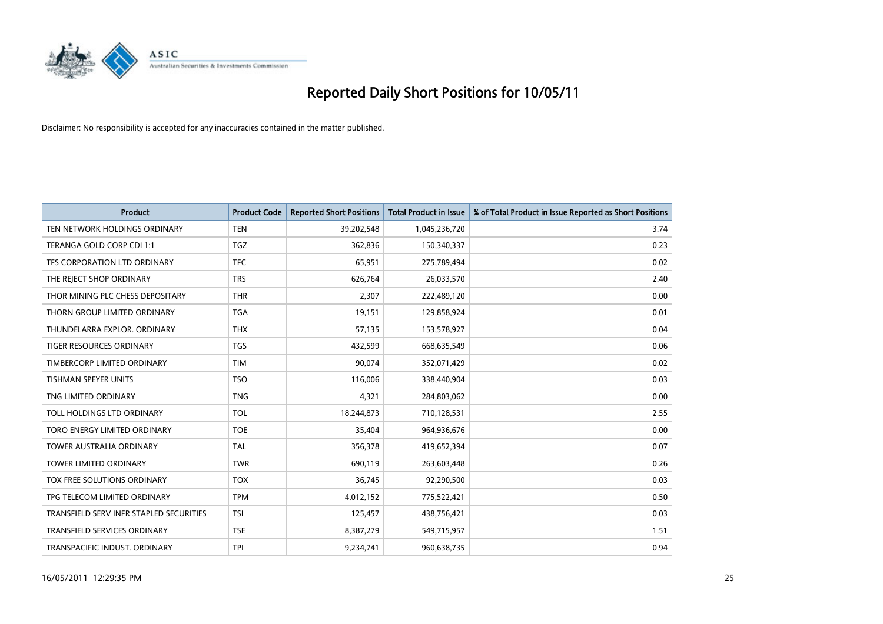# Reported Daily Short Positions for 10/05/11

Disclaimer: No responsibility is accepted for any inaccuracies contained in the matter published.

| Product | Product Code | Reported Short Positions | Total Product in Issue | % of Total Product in Issue Reported as Short Positions |
|---|---|---|---|---|
| TEN NETWORK HOLDINGS ORDINARY | TEN | 39,202,548 | 1,045,236,720 | 3.74 |
| TERANGA GOLD CORP CDI 1:1 | TGZ | 362,836 | 150,340,337 | 0.23 |
| TFS CORPORATION LTD ORDINARY | TFC | 65,951 | 275,789,494 | 0.02 |
| THE REJECT SHOP ORDINARY | TRS | 626,764 | 26,033,570 | 2.40 |
| THOR MINING PLC CHESS DEPOSITARY | THR | 2,307 | 222,489,120 | 0.00 |
| THORN GROUP LIMITED ORDINARY | TGA | 19,151 | 129,858,924 | 0.01 |
| THUNDELARRA EXPLOR. ORDINARY | THX | 57,135 | 153,578,927 | 0.04 |
| TIGER RESOURCES ORDINARY | TGS | 432,599 | 668,635,549 | 0.06 |
| TIMBERCORP LIMITED ORDINARY | TIM | 90,074 | 352,071,429 | 0.02 |
| TISHMAN SPEYER UNITS | TSO | 116,006 | 338,440,904 | 0.03 |
| TNG LIMITED ORDINARY | TNG | 4,321 | 284,803,062 | 0.00 |
| TOLL HOLDINGS LTD ORDINARY | TOL | 18,244,873 | 710,128,531 | 2.55 |
| TORO ENERGY LIMITED ORDINARY | TOE | 35,404 | 964,936,676 | 0.00 |
| TOWER AUSTRALIA ORDINARY | TAL | 356,378 | 419,652,394 | 0.07 |
| TOWER LIMITED ORDINARY | TWR | 690,119 | 263,603,448 | 0.26 |
| TOX FREE SOLUTIONS ORDINARY | TOX | 36,745 | 92,290,500 | 0.03 |
| TPG TELECOM LIMITED ORDINARY | TPM | 4,012,152 | 775,522,421 | 0.50 |
| TRANSFIELD SERV INFR STAPLED SECURITIES | TSI | 125,457 | 438,756,421 | 0.03 |
| TRANSFIELD SERVICES ORDINARY | TSE | 8,387,279 | 549,715,957 | 1.51 |
| TRANSPACIFIC INDUST. ORDINARY | TPI | 9,234,741 | 960,638,735 | 0.94 |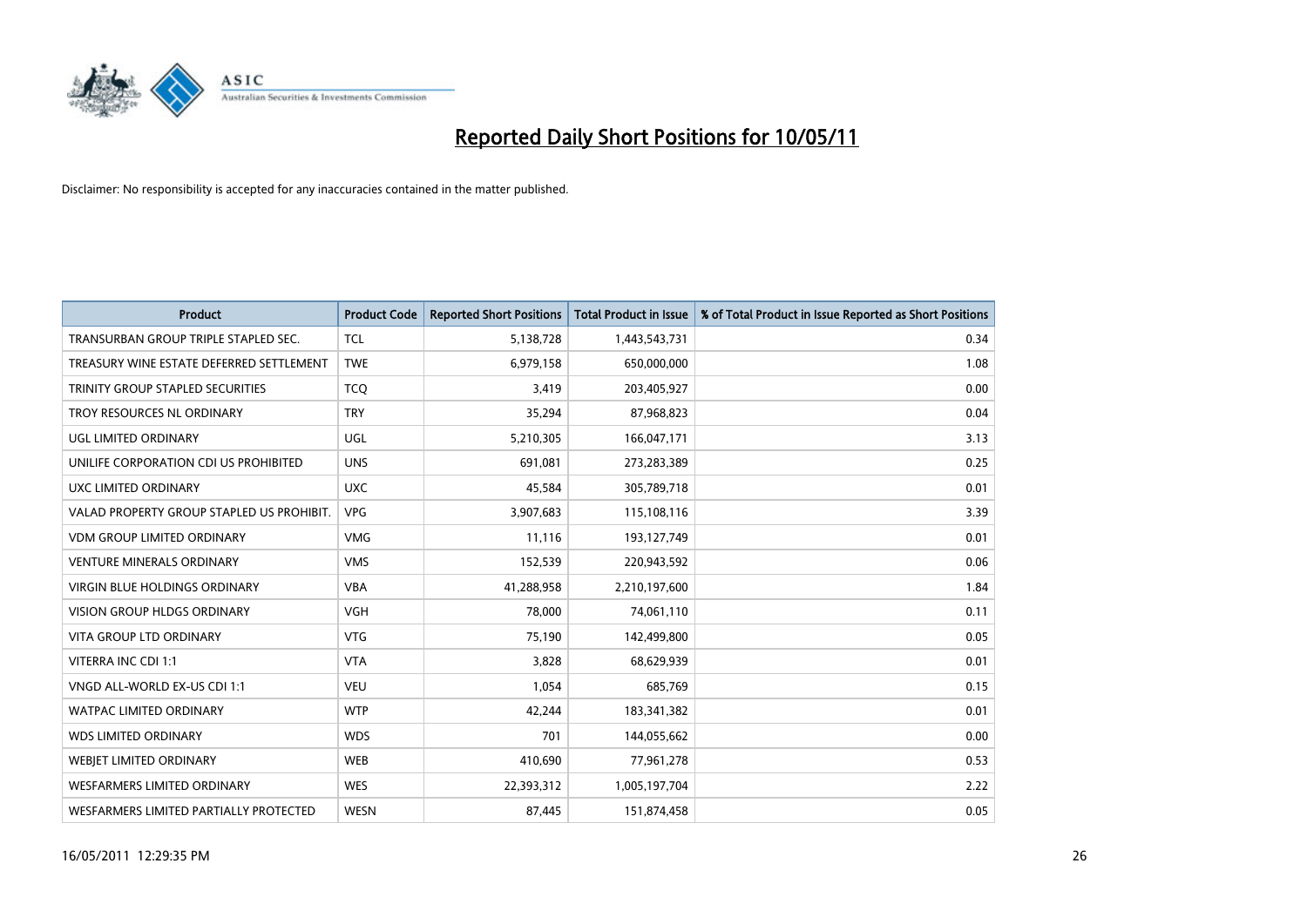# Reported Daily Short Positions for 10/05/11

Disclaimer: No responsibility is accepted for any inaccuracies contained in the matter published.

| Product | Product Code | Reported Short Positions | Total Product in Issue | % of Total Product in Issue Reported as Short Positions |
|---|---|---|---|---|
| TRANSURBAN GROUP TRIPLE STAPLED SEC. | TCL | 5,138,728 | 1,443,543,731 | 0.34 |
| TREASURY WINE ESTATE DEFERRED SETTLEMENT | TWE | 6,979,158 | 650,000,000 | 1.08 |
| TRINITY GROUP STAPLED SECURITIES | TCQ | 3,419 | 203,405,927 | 0.00 |
| TROY RESOURCES NL ORDINARY | TRY | 35,294 | 87,968,823 | 0.04 |
| UGL LIMITED ORDINARY | UGL | 5,210,305 | 166,047,171 | 3.13 |
| UNILIFE CORPORATION CDI US PROHIBITED | UNS | 691,081 | 273,283,389 | 0.25 |
| UXC LIMITED ORDINARY | UXC | 45,584 | 305,789,718 | 0.01 |
| VALAD PROPERTY GROUP STAPLED US PROHIBIT. | VPG | 3,907,683 | 115,108,116 | 3.39 |
| VDM GROUP LIMITED ORDINARY | VMG | 11,116 | 193,127,749 | 0.01 |
| VENTURE MINERALS ORDINARY | VMS | 152,539 | 220,943,592 | 0.06 |
| VIRGIN BLUE HOLDINGS ORDINARY | VBA | 41,288,958 | 2,210,197,600 | 1.84 |
| VISION GROUP HLDGS ORDINARY | VGH | 78,000 | 74,061,110 | 0.11 |
| VITA GROUP LTD ORDINARY | VTG | 75,190 | 142,499,800 | 0.05 |
| VITERRA INC CDI 1:1 | VTA | 3,828 | 68,629,939 | 0.01 |
| VNGD ALL-WORLD EX-US CDI 1:1 | VEU | 1,054 | 685,769 | 0.15 |
| WATPAC LIMITED ORDINARY | WTP | 42,244 | 183,341,382 | 0.01 |
| WDS LIMITED ORDINARY | WDS | 701 | 144,055,662 | 0.00 |
| WEBJET LIMITED ORDINARY | WEB | 410,690 | 77,961,278 | 0.53 |
| WESFARMERS LIMITED ORDINARY | WES | 22,393,312 | 1,005,197,704 | 2.22 |
| WESFARMERS LIMITED PARTIALLY PROTECTED | WESN | 87,445 | 151,874,458 | 0.05 |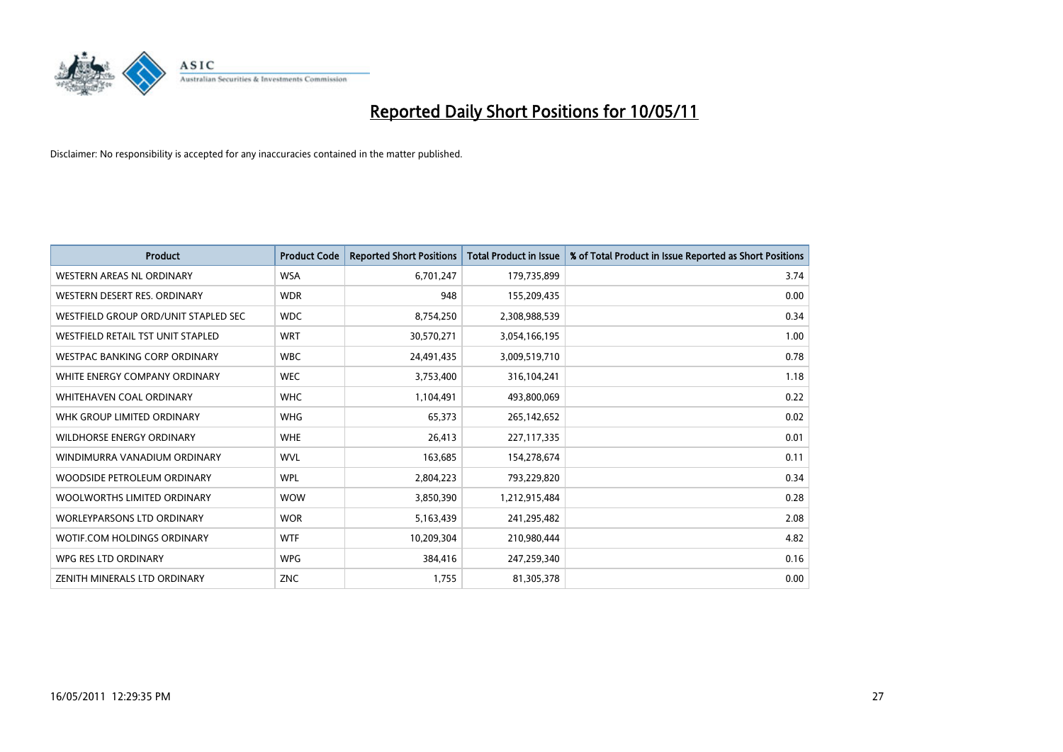# Reported Daily Short Positions for 10/05/11

Disclaimer: No responsibility is accepted for any inaccuracies contained in the matter published.

| Product | Product Code | Reported Short Positions | Total Product in Issue | % of Total Product in Issue Reported as Short Positions |
|---|---|---|---|---|
| WESTERN AREAS NL ORDINARY | WSA | 6,701,247 | 179,735,899 | 3.74 |
| WESTERN DESERT RES. ORDINARY | WDR | 948 | 155,209,435 | 0.00 |
| WESTFIELD GROUP ORD/UNIT STAPLED SEC | WDC | 8,754,250 | 2,308,988,539 | 0.34 |
| WESTFIELD RETAIL TST UNIT STAPLED | WRT | 30,570,271 | 3,054,166,195 | 1.00 |
| WESTPAC BANKING CORP ORDINARY | WBC | 24,491,435 | 3,009,519,710 | 0.78 |
| WHITE ENERGY COMPANY ORDINARY | WEC | 3,753,400 | 316,104,241 | 1.18 |
| WHITEHAVEN COAL ORDINARY | WHC | 1,104,491 | 493,800,069 | 0.22 |
| WHK GROUP LIMITED ORDINARY | WHG | 65,373 | 265,142,652 | 0.02 |
| WILDHORSE ENERGY ORDINARY | WHE | 26,413 | 227,117,335 | 0.01 |
| WINDIMURRA VANADIUM ORDINARY | WVL | 163,685 | 154,278,674 | 0.11 |
| WOODSIDE PETROLEUM ORDINARY | WPL | 2,804,223 | 793,229,820 | 0.34 |
| WOOLWORTHS LIMITED ORDINARY | WOW | 3,850,390 | 1,212,915,484 | 0.28 |
| WORLEYPARSONS LTD ORDINARY | WOR | 5,163,439 | 241,295,482 | 2.08 |
| WOTIF.COM HOLDINGS ORDINARY | WTF | 10,209,304 | 210,980,444 | 4.82 |
| WPG RES LTD ORDINARY | WPG | 384,416 | 247,259,340 | 0.16 |
| ZENITH MINERALS LTD ORDINARY | ZNC | 1,755 | 81,305,378 | 0.00 |